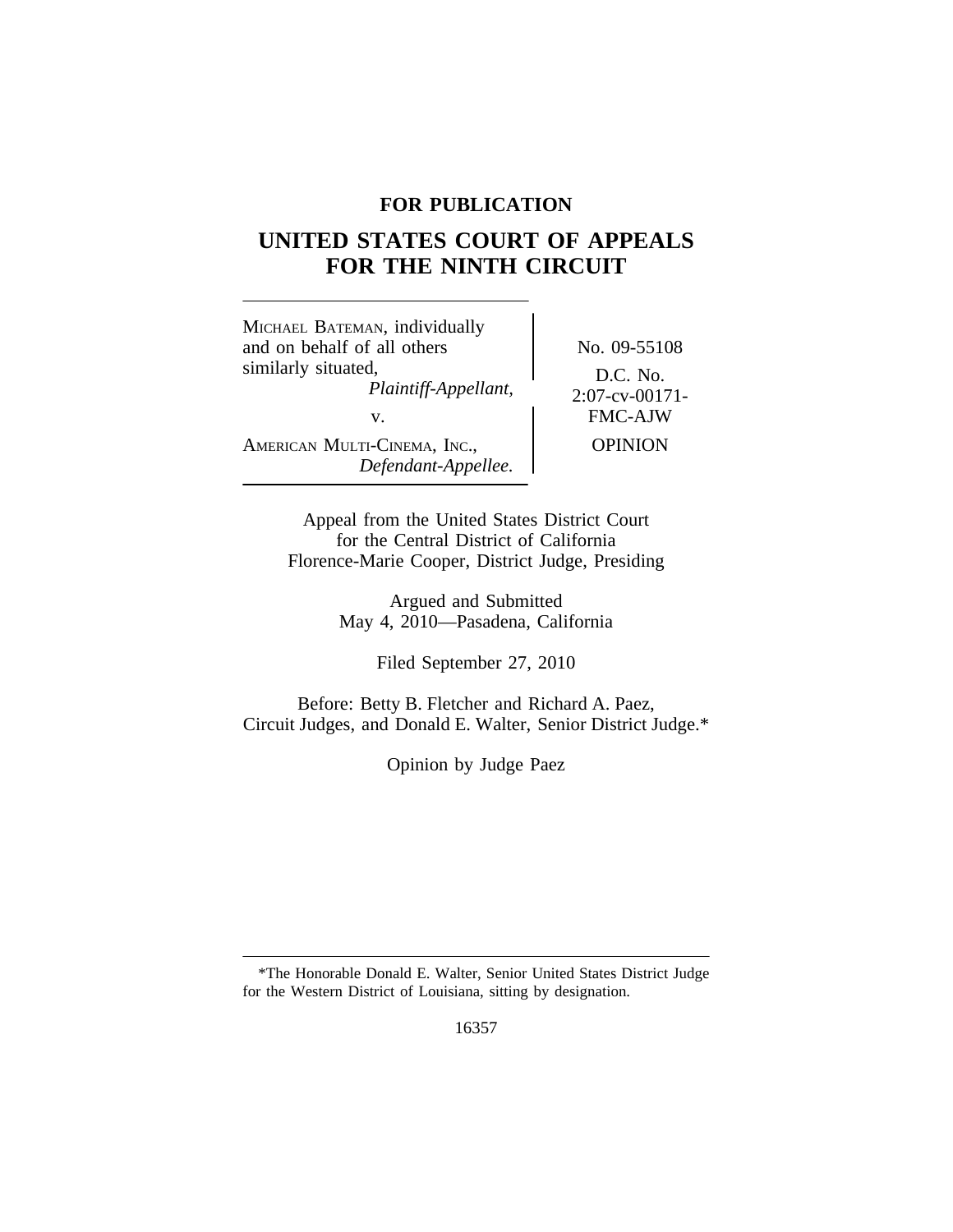**FOR PUBLICATION**

# UNITED STATES COURT OF APPEALS FOR THE NINTH CIRCUIT

| | |
|---|---|
| MICHAEL BATEMAN, individually and on behalf of all others similarly situated, *Plaintiff-Appellant,* v. AMERICAN MULTI-CINEMA, INC., *Defendant-Appellee.* | No. 09-55108 D.C. No. 2:07-cv-00171-FMC-AJW OPINION |

Appeal from the United States District Court for the Central District of California
Florence-Marie Cooper, District Judge, Presiding

Argued and Submitted
May 4, 2010—Pasadena, California

Filed September 27, 2010

Before: Betty B. Fletcher and Richard A. Paez, Circuit Judges, and Donald E. Walter, Senior District Judge.*

Opinion by Judge Paez

---

*The Honorable Donald E. Walter, Senior United States District Judge for the Western District of Louisiana, sitting by designation.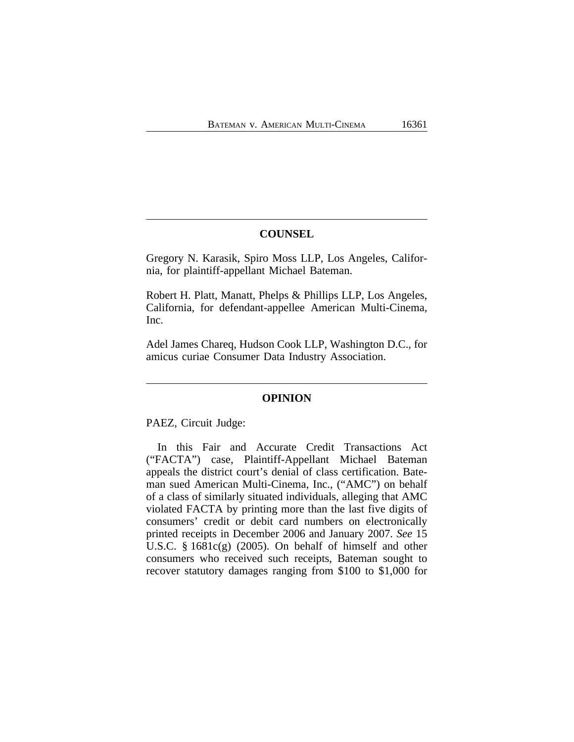## COUNSEL

Gregory N. Karasik, Spiro Moss LLP, Los Angeles, California, for plaintiff-appellant Michael Bateman.

Robert H. Platt, Manatt, Phelps & Phillips LLP, Los Angeles, California, for defendant-appellee American Multi-Cinema, Inc.

Adel James Chareq, Hudson Cook LLP, Washington D.C., for amicus curiae Consumer Data Industry Association.

## OPINION

PAEZ, Circuit Judge:

In this Fair and Accurate Credit Transactions Act ("FACTA") case, Plaintiff-Appellant Michael Bateman appeals the district court's denial of class certification. Bateman sued American Multi-Cinema, Inc., ("AMC") on behalf of a class of similarly situated individuals, alleging that AMC violated FACTA by printing more than the last five digits of consumers' credit or debit card numbers on electronically printed receipts in December 2006 and January 2007. *See* 15 U.S.C. § 1681c(g) (2005). On behalf of himself and other consumers who received such receipts, Bateman sought to recover statutory damages ranging from $100 to $1,000 for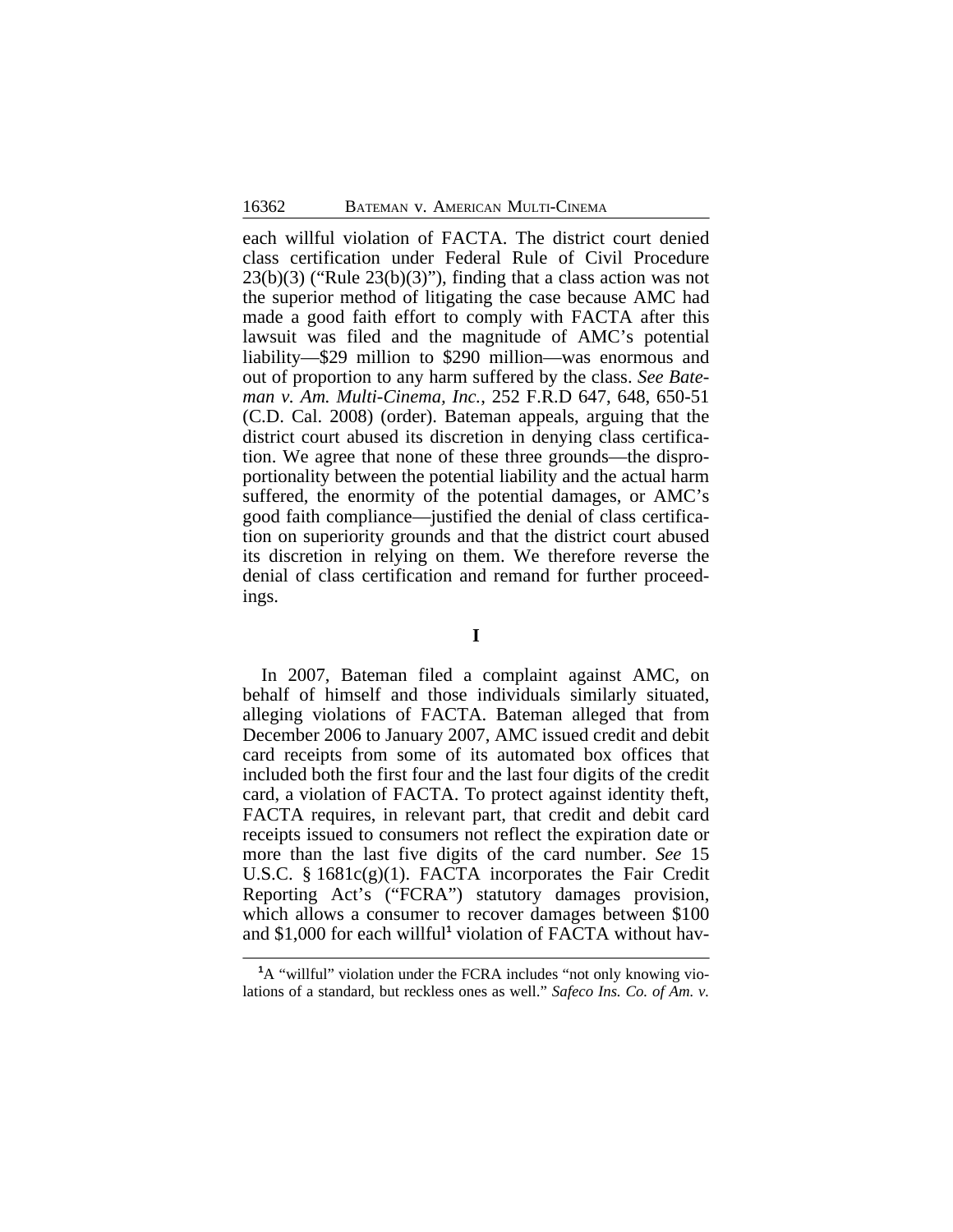each willful violation of FACTA. The district court denied class certification under Federal Rule of Civil Procedure 23(b)(3) ("Rule 23(b)(3)"), finding that a class action was not the superior method of litigating the case because AMC had made a good faith effort to comply with FACTA after this lawsuit was filed and the magnitude of AMC's potential liability—$29 million to $290 million—was enormous and out of proportion to any harm suffered by the class. *See Bateman v. Am. Multi-Cinema, Inc.*, 252 F.R.D 647, 648, 650-51 (C.D. Cal. 2008) (order). Bateman appeals, arguing that the district court abused its discretion in denying class certification. We agree that none of these three grounds—the disproportionality between the potential liability and the actual harm suffered, the enormity of the potential damages, or AMC's good faith compliance—justified the denial of class certification on superiority grounds and that the district court abused its discretion in relying on them. We therefore reverse the denial of class certification and remand for further proceedings.

## I

In 2007, Bateman filed a complaint against AMC, on behalf of himself and those individuals similarly situated, alleging violations of FACTA. Bateman alleged that from December 2006 to January 2007, AMC issued credit and debit card receipts from some of its automated box offices that included both the first four and the last four digits of the credit card, a violation of FACTA. To protect against identity theft, FACTA requires, in relevant part, that credit and debit card receipts issued to consumers not reflect the expiration date or more than the last five digits of the card number. *See* 15 U.S.C. § 1681c(g)(1). FACTA incorporates the Fair Credit Reporting Act's ("FCRA") statutory damages provision, which allows a consumer to recover damages between $100 and $1,000 for each willful[1] violation of FACTA without hav-

[1] A "willful" violation under the FCRA includes "not only knowing violations of a standard, but reckless ones as well." *Safeco Ins. Co. of Am. v.*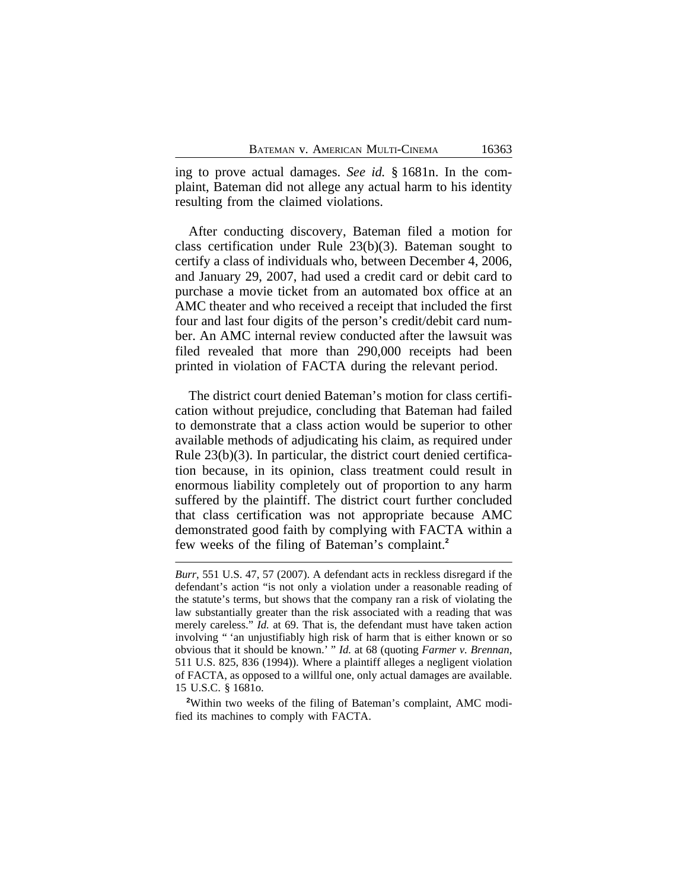ing to prove actual damages. *See id.* § 1681n. In the complaint, Bateman did not allege any actual harm to his identity resulting from the claimed violations.

After conducting discovery, Bateman filed a motion for class certification under Rule 23(b)(3). Bateman sought to certify a class of individuals who, between December 4, 2006, and January 29, 2007, had used a credit card or debit card to purchase a movie ticket from an automated box office at an AMC theater and who received a receipt that included the first four and last four digits of the person's credit/debit card number. An AMC internal review conducted after the lawsuit was filed revealed that more than 290,000 receipts had been printed in violation of FACTA during the relevant period.

The district court denied Bateman's motion for class certification without prejudice, concluding that Bateman had failed to demonstrate that a class action would be superior to other available methods of adjudicating his claim, as required under Rule 23(b)(3). In particular, the district court denied certification because, in its opinion, class treatment could result in enormous liability completely out of proportion to any harm suffered by the plaintiff. The district court further concluded that class certification was not appropriate because AMC demonstrated good faith by complying with FACTA within a few weeks of the filing of Bateman's complaint.[2]

---

*Burr*, 551 U.S. 47, 57 (2007). A defendant acts in reckless disregard if the defendant's action "is not only a violation under a reasonable reading of the statute's terms, but shows that the company ran a risk of violating the law substantially greater than the risk associated with a reading that was merely careless." *Id.* at 69. That is, the defendant must have taken action involving " 'an unjustifiably high risk of harm that is either known or so obvious that it should be known.' " *Id.* at 68 (quoting *Farmer v. Brennan*, 511 U.S. 825, 836 (1994)). Where a plaintiff alleges a negligent violation of FACTA, as opposed to a willful one, only actual damages are available. 15 U.S.C. § 1681o.

[2]Within two weeks of the filing of Bateman's complaint, AMC modified its machines to comply with FACTA.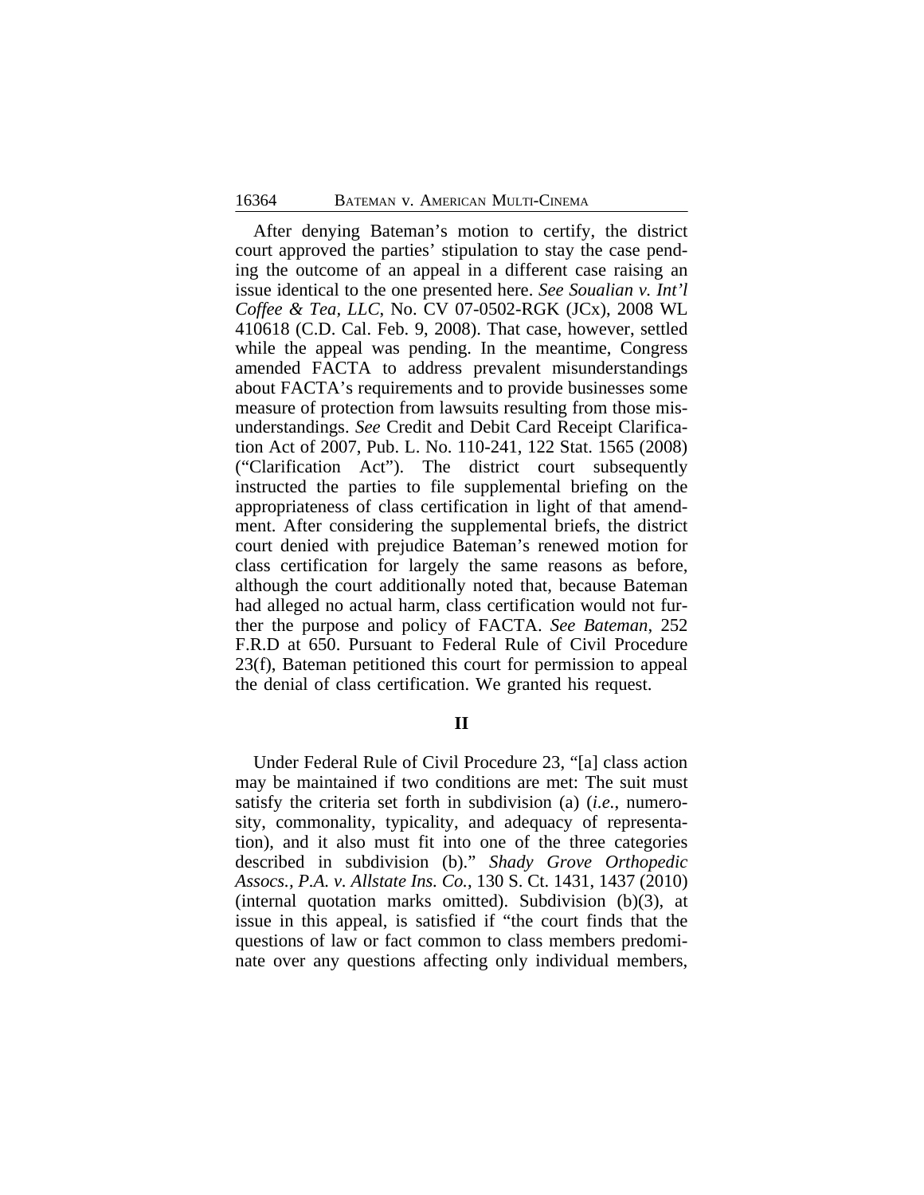After denying Bateman's motion to certify, the district court approved the parties' stipulation to stay the case pending the outcome of an appeal in a different case raising an issue identical to the one presented here. *See Soualian v. Int'l Coffee & Tea, LLC*, No. CV 07-0502-RGK (JCx), 2008 WL 410618 (C.D. Cal. Feb. 9, 2008). That case, however, settled while the appeal was pending. In the meantime, Congress amended FACTA to address prevalent misunderstandings about FACTA's requirements and to provide businesses some measure of protection from lawsuits resulting from those misunderstandings. *See* Credit and Debit Card Receipt Clarification Act of 2007, Pub. L. No. 110-241, 122 Stat. 1565 (2008) ("Clarification Act"). The district court subsequently instructed the parties to file supplemental briefing on the appropriateness of class certification in light of that amendment. After considering the supplemental briefs, the district court denied with prejudice Bateman's renewed motion for class certification for largely the same reasons as before, although the court additionally noted that, because Bateman had alleged no actual harm, class certification would not further the purpose and policy of FACTA. *See Bateman*, 252 F.R.D at 650. Pursuant to Federal Rule of Civil Procedure 23(f), Bateman petitioned this court for permission to appeal the denial of class certification. We granted his request.

## II

Under Federal Rule of Civil Procedure 23, "[a] class action may be maintained if two conditions are met: The suit must satisfy the criteria set forth in subdivision (a) (*i.e.*, numerosity, commonality, typicality, and adequacy of representation), and it also must fit into one of the three categories described in subdivision (b)." *Shady Grove Orthopedic Assocs., P.A. v. Allstate Ins. Co.*, 130 S. Ct. 1431, 1437 (2010) (internal quotation marks omitted). Subdivision (b)(3), at issue in this appeal, is satisfied if "the court finds that the questions of law or fact common to class members predominate over any questions affecting only individual members,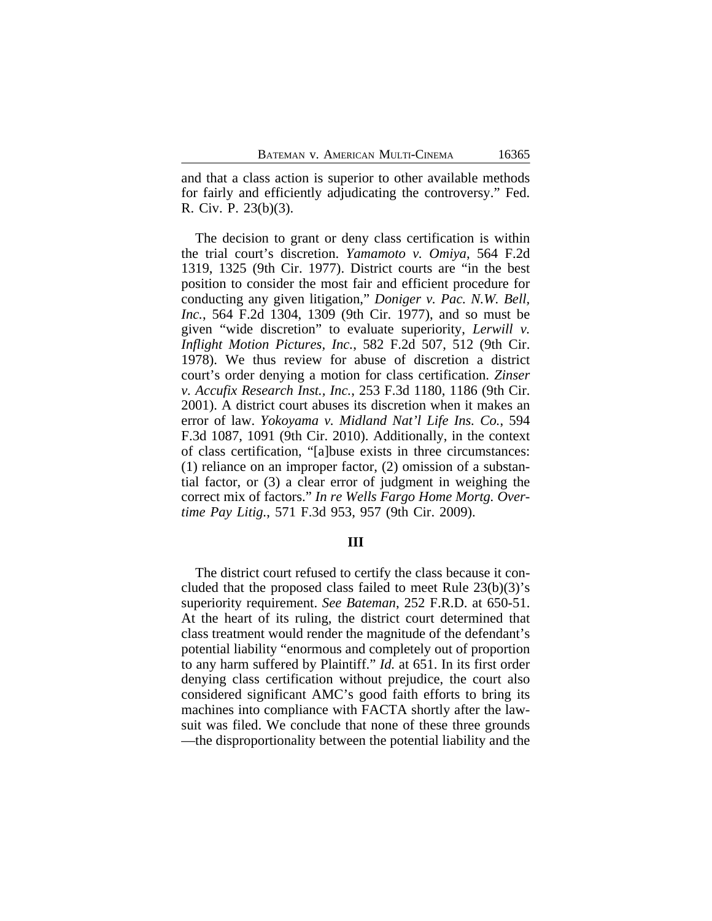and that a class action is superior to other available methods for fairly and efficiently adjudicating the controversy." Fed. R. Civ. P. 23(b)(3).

The decision to grant or deny class certification is within the trial court's discretion. *Yamamoto v. Omiya*, 564 F.2d 1319, 1325 (9th Cir. 1977). District courts are "in the best position to consider the most fair and efficient procedure for conducting any given litigation," *Doniger v. Pac. N.W. Bell, Inc.*, 564 F.2d 1304, 1309 (9th Cir. 1977), and so must be given "wide discretion" to evaluate superiority, *Lerwill v. Inflight Motion Pictures, Inc.*, 582 F.2d 507, 512 (9th Cir. 1978). We thus review for abuse of discretion a district court's order denying a motion for class certification. *Zinser v. Accufix Research Inst., Inc.*, 253 F.3d 1180, 1186 (9th Cir. 2001). A district court abuses its discretion when it makes an error of law. *Yokoyama v. Midland Nat'l Life Ins. Co.*, 594 F.3d 1087, 1091 (9th Cir. 2010). Additionally, in the context of class certification, "[a]buse exists in three circumstances: (1) reliance on an improper factor, (2) omission of a substantial factor, or (3) a clear error of judgment in weighing the correct mix of factors." *In re Wells Fargo Home Mortg. Overtime Pay Litig.*, 571 F.3d 953, 957 (9th Cir. 2009).

### III

The district court refused to certify the class because it concluded that the proposed class failed to meet Rule 23(b)(3)'s superiority requirement. *See Bateman*, 252 F.R.D. at 650-51. At the heart of its ruling, the district court determined that class treatment would render the magnitude of the defendant's potential liability "enormous and completely out of proportion to any harm suffered by Plaintiff." *Id.* at 651. In its first order denying class certification without prejudice, the court also considered significant AMC's good faith efforts to bring its machines into compliance with FACTA shortly after the lawsuit was filed. We conclude that none of these three grounds —the disproportionality between the potential liability and the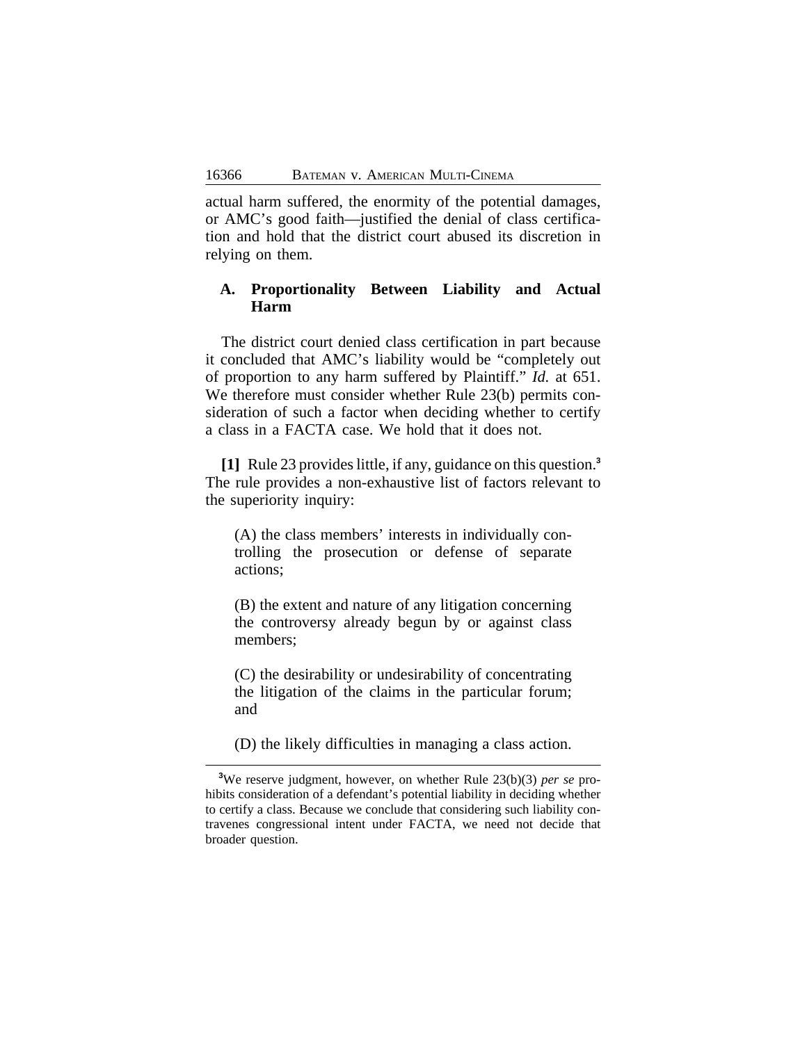actual harm suffered, the enormity of the potential damages, or AMC's good faith—justified the denial of class certification and hold that the district court abused its discretion in relying on them.

### A. Proportionality Between Liability and Actual Harm

The district court denied class certification in part because it concluded that AMC's liability would be "completely out of proportion to any harm suffered by Plaintiff." *Id.* at 651. We therefore must consider whether Rule 23(b) permits consideration of such a factor when deciding whether to certify a class in a FACTA case. We hold that it does not.

**[1]** Rule 23 provides little, if any, guidance on this question.[3] The rule provides a non-exhaustive list of factors relevant to the superiority inquiry:

> (A) the class members' interests in individually controlling the prosecution or defense of separate actions;
>
> (B) the extent and nature of any litigation concerning the controversy already begun by or against class members;
>
> (C) the desirability or undesirability of concentrating the litigation of the claims in the particular forum; and
>
> (D) the likely difficulties in managing a class action.

[3]We reserve judgment, however, on whether Rule 23(b)(3) *per se* prohibits consideration of a defendant's potential liability in deciding whether to certify a class. Because we conclude that considering such liability contravenes congressional intent under FACTA, we need not decide that broader question.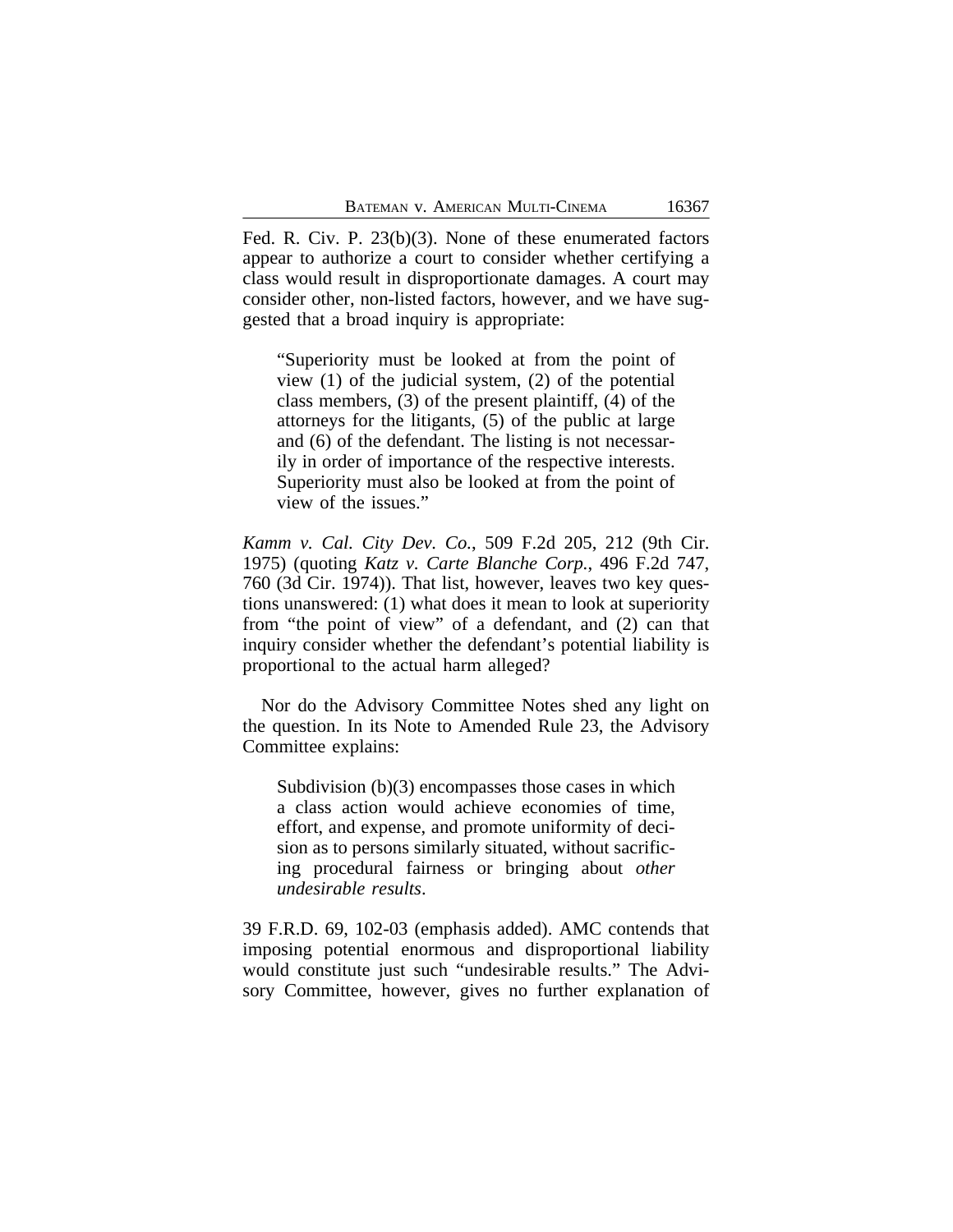Fed. R. Civ. P. 23(b)(3). None of these enumerated factors appear to authorize a court to consider whether certifying a class would result in disproportionate damages. A court may consider other, non-listed factors, however, and we have suggested that a broad inquiry is appropriate:

> "Superiority must be looked at from the point of view (1) of the judicial system, (2) of the potential class members, (3) of the present plaintiff, (4) of the attorneys for the litigants, (5) of the public at large and (6) of the defendant. The listing is not necessarily in order of importance of the respective interests. Superiority must also be looked at from the point of view of the issues."

*Kamm v. Cal. City Dev. Co.*, 509 F.2d 205, 212 (9th Cir. 1975) (quoting *Katz v. Carte Blanche Corp.*, 496 F.2d 747, 760 (3d Cir. 1974)). That list, however, leaves two key questions unanswered: (1) what does it mean to look at superiority from "the point of view" of a defendant, and (2) can that inquiry consider whether the defendant's potential liability is proportional to the actual harm alleged?

Nor do the Advisory Committee Notes shed any light on the question. In its Note to Amended Rule 23, the Advisory Committee explains:

> Subdivision (b)(3) encompasses those cases in which a class action would achieve economies of time, effort, and expense, and promote uniformity of decision as to persons similarly situated, without sacrificing procedural fairness or bringing about *other undesirable results*.

39 F.R.D. 69, 102-03 (emphasis added). AMC contends that imposing potential enormous and disproportional liability would constitute just such "undesirable results." The Advisory Committee, however, gives no further explanation of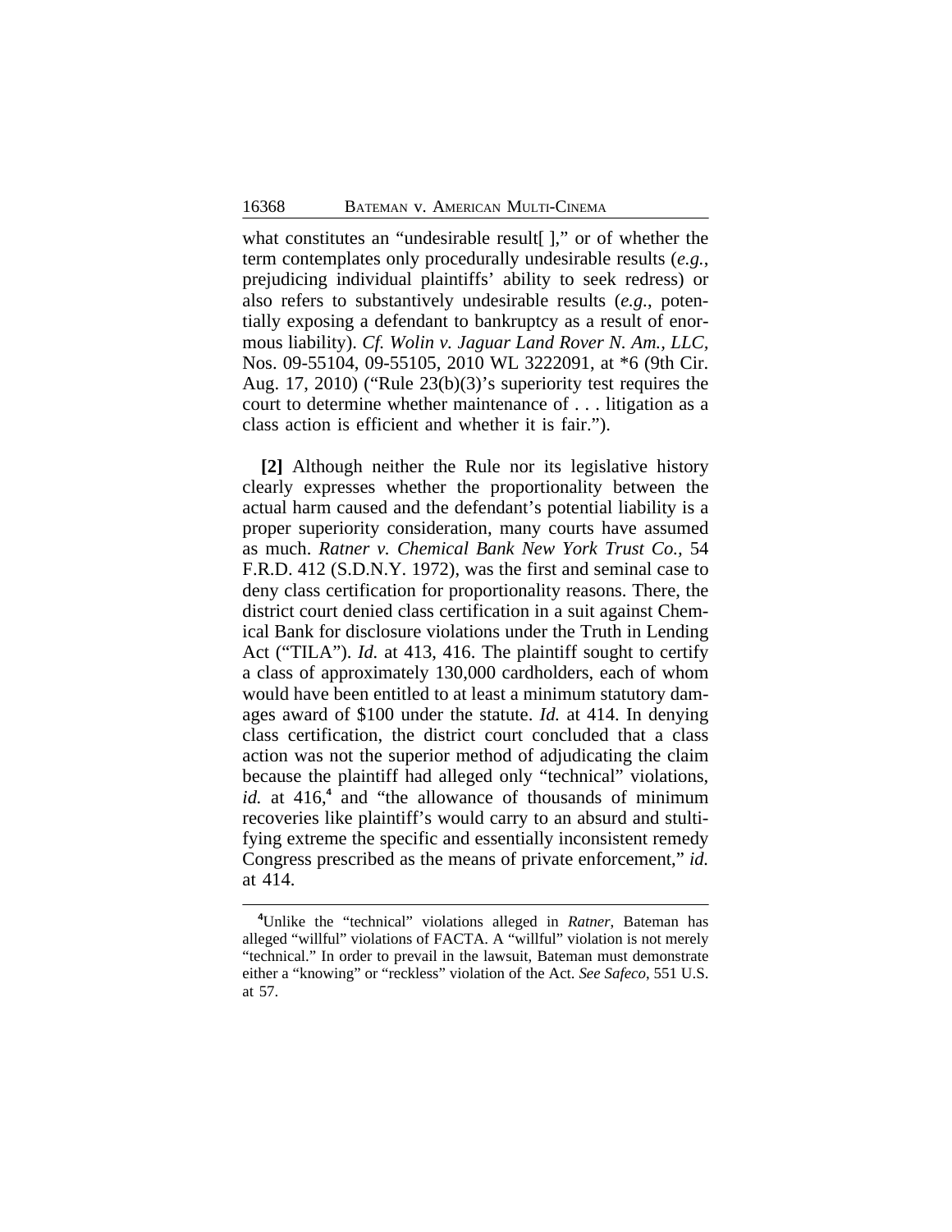what constitutes an "undesirable result[ ]," or of whether the term contemplates only procedurally undesirable results (*e.g.*, prejudicing individual plaintiffs' ability to seek redress) or also refers to substantively undesirable results (*e.g.*, potentially exposing a defendant to bankruptcy as a result of enormous liability). *Cf. Wolin v. Jaguar Land Rover N. Am., LLC*, Nos. 09-55104, 09-55105, 2010 WL 3222091, at *6 (9th Cir. Aug. 17, 2010) ("Rule 23(b)(3)'s superiority test requires the court to determine whether maintenance of . . . litigation as a class action is efficient and whether it is fair.").

**[2]** Although neither the Rule nor its legislative history clearly expresses whether the proportionality between the actual harm caused and the defendant's potential liability is a proper superiority consideration, many courts have assumed as much. *Ratner v. Chemical Bank New York Trust Co.*, 54 F.R.D. 412 (S.D.N.Y. 1972), was the first and seminal case to deny class certification for proportionality reasons. There, the district court denied class certification in a suit against Chemical Bank for disclosure violations under the Truth in Lending Act ("TILA"). *Id.* at 413, 416. The plaintiff sought to certify a class of approximately 130,000 cardholders, each of whom would have been entitled to at least a minimum statutory damages award of $100 under the statute. *Id.* at 414. In denying class certification, the district court concluded that a class action was not the superior method of adjudicating the claim because the plaintiff had alleged only "technical" violations, *id.* at 416,[4] and "the allowance of thousands of minimum recoveries like plaintiff's would carry to an absurd and stultifying extreme the specific and essentially inconsistent remedy Congress prescribed as the means of private enforcement," *id.* at 414.

[4]Unlike the "technical" violations alleged in *Ratner*, Bateman has alleged "willful" violations of FACTA. A "willful" violation is not merely "technical." In order to prevail in the lawsuit, Bateman must demonstrate either a "knowing" or "reckless" violation of the Act. *See Safeco*, 551 U.S. at 57.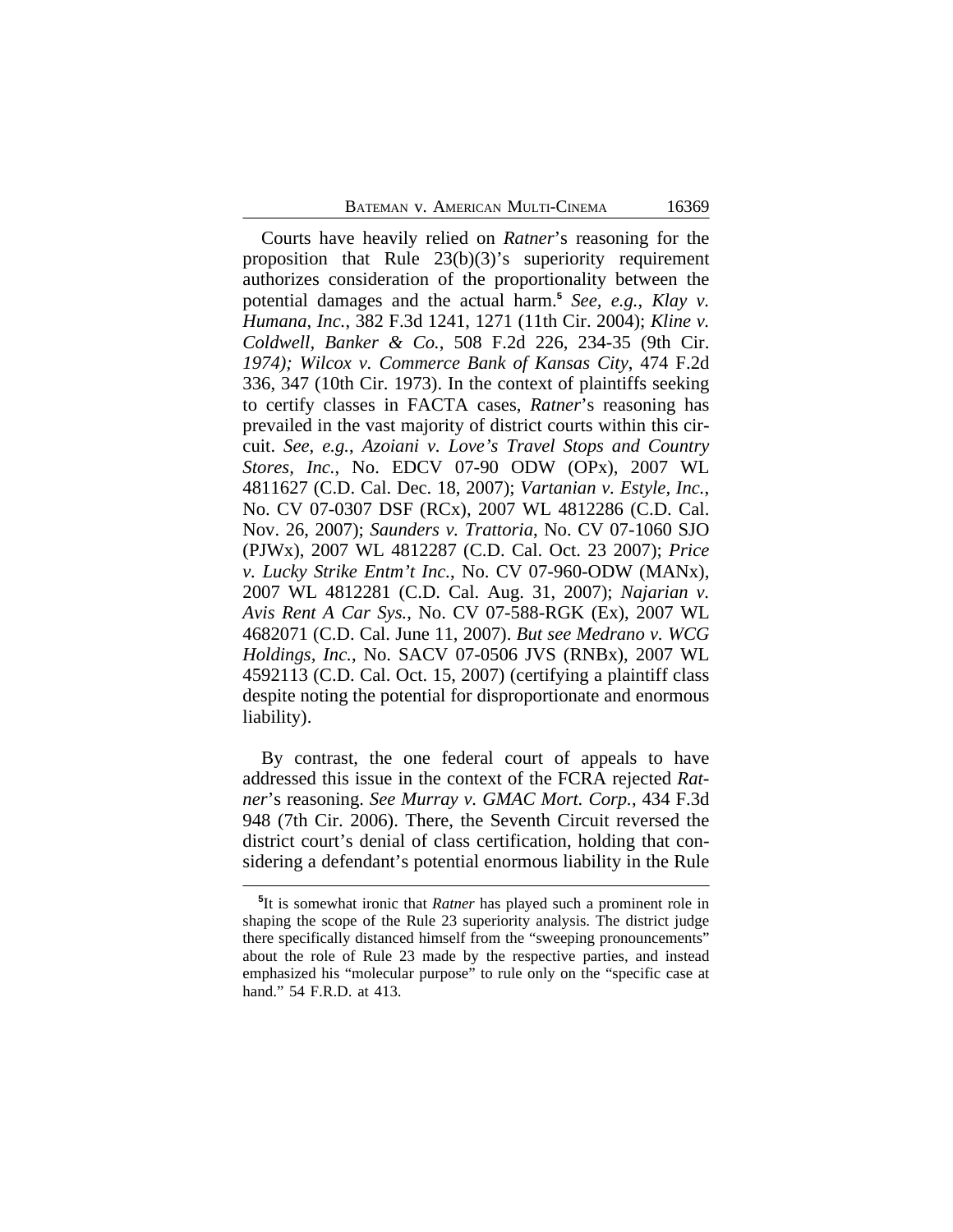Courts have heavily relied on *Ratner*'s reasoning for the proposition that Rule 23(b)(3)'s superiority requirement authorizes consideration of the proportionality between the potential damages and the actual harm.[5] *See, e.g.*, *Klay v. Humana, Inc.*, 382 F.3d 1241, 1271 (11th Cir. 2004); *Kline v. Coldwell, Banker & Co.*, 508 F.2d 226, 234-35 (9th Cir. 1974); *Wilcox v. Commerce Bank of Kansas City*, 474 F.2d 336, 347 (10th Cir. 1973). In the context of plaintiffs seeking to certify classes in FACTA cases, *Ratner*'s reasoning has prevailed in the vast majority of district courts within this circuit. *See, e.g.*, *Azoiani v. Love's Travel Stops and Country Stores, Inc.*, No. EDCV 07-90 ODW (OPx), 2007 WL 4811627 (C.D. Cal. Dec. 18, 2007); *Vartanian v. Estyle, Inc.*, No. CV 07-0307 DSF (RCx), 2007 WL 4812286 (C.D. Cal. Nov. 26, 2007); *Saunders v. Trattoria*, No. CV 07-1060 SJO (PJWx), 2007 WL 4812287 (C.D. Cal. Oct. 23 2007); *Price v. Lucky Strike Entm't Inc.*, No. CV 07-960-ODW (MANx), 2007 WL 4812281 (C.D. Cal. Aug. 31, 2007); *Najarian v. Avis Rent A Car Sys.*, No. CV 07-588-RGK (Ex), 2007 WL 4682071 (C.D. Cal. June 11, 2007). *But see Medrano v. WCG Holdings, Inc.*, No. SACV 07-0506 JVS (RNBx), 2007 WL 4592113 (C.D. Cal. Oct. 15, 2007) (certifying a plaintiff class despite noting the potential for disproportionate and enormous liability).

By contrast, the one federal court of appeals to have addressed this issue in the context of the FCRA rejected *Ratner*'s reasoning. *See Murray v. GMAC Mort. Corp.*, 434 F.3d 948 (7th Cir. 2006). There, the Seventh Circuit reversed the district court's denial of class certification, holding that considering a defendant's potential enormous liability in the Rule

[5]It is somewhat ironic that *Ratner* has played such a prominent role in shaping the scope of the Rule 23 superiority analysis. The district judge there specifically distanced himself from the "sweeping pronouncements" about the role of Rule 23 made by the respective parties, and instead emphasized his "molecular purpose" to rule only on the "specific case at hand." 54 F.R.D. at 413.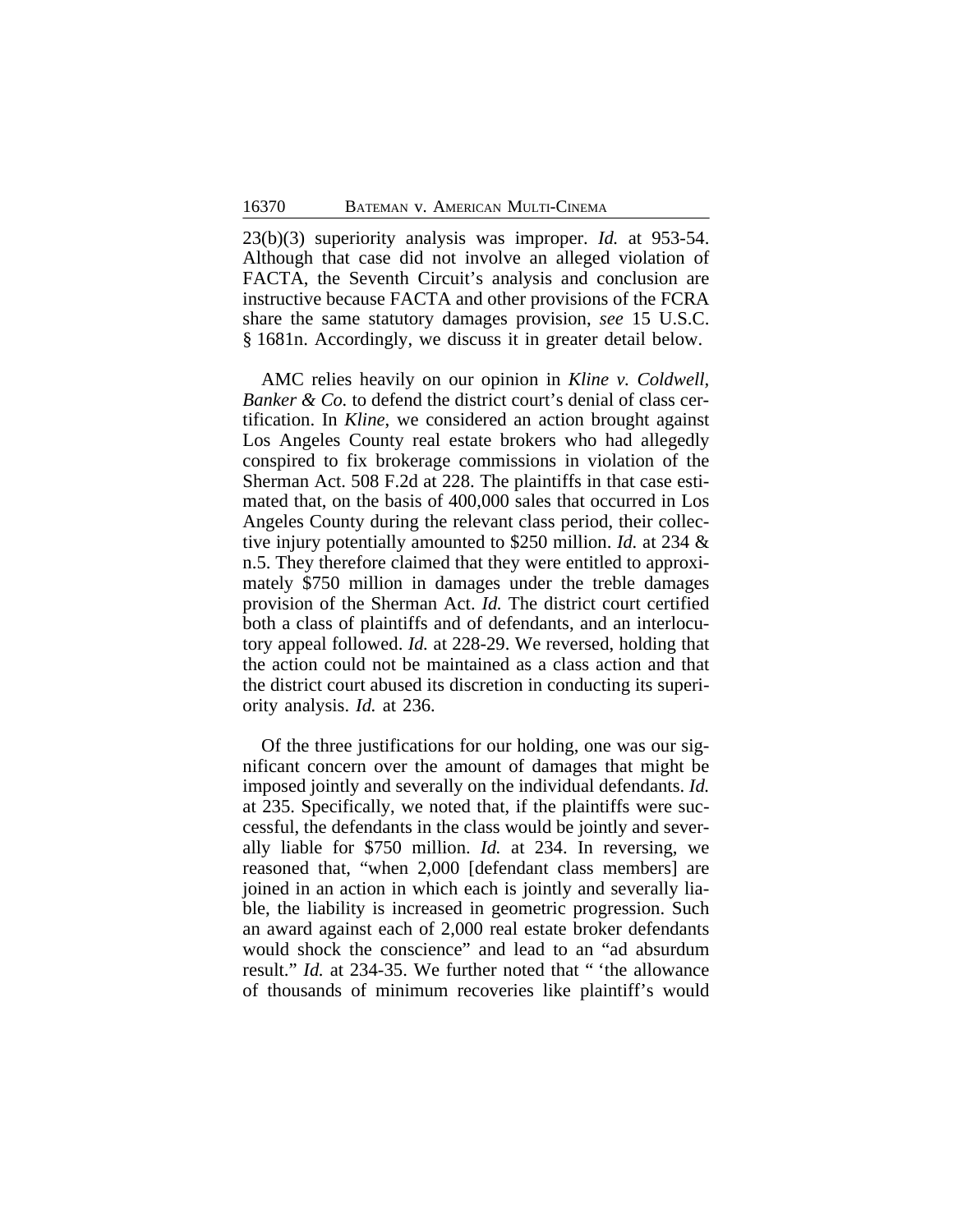23(b)(3) superiority analysis was improper. *Id.* at 953-54. Although that case did not involve an alleged violation of FACTA, the Seventh Circuit's analysis and conclusion are instructive because FACTA and other provisions of the FCRA share the same statutory damages provision, *see* 15 U.S.C. § 1681n. Accordingly, we discuss it in greater detail below.

AMC relies heavily on our opinion in *Kline v. Coldwell, Banker & Co.* to defend the district court's denial of class certification. In *Kline*, we considered an action brought against Los Angeles County real estate brokers who had allegedly conspired to fix brokerage commissions in violation of the Sherman Act. 508 F.2d at 228. The plaintiffs in that case estimated that, on the basis of 400,000 sales that occurred in Los Angeles County during the relevant class period, their collective injury potentially amounted to $250 million. *Id.* at 234 & n.5. They therefore claimed that they were entitled to approximately $750 million in damages under the treble damages provision of the Sherman Act. *Id.* The district court certified both a class of plaintiffs and of defendants, and an interlocutory appeal followed. *Id.* at 228-29. We reversed, holding that the action could not be maintained as a class action and that the district court abused its discretion in conducting its superiority analysis. *Id.* at 236.

Of the three justifications for our holding, one was our significant concern over the amount of damages that might be imposed jointly and severally on the individual defendants. *Id.* at 235. Specifically, we noted that, if the plaintiffs were successful, the defendants in the class would be jointly and severally liable for $750 million. *Id.* at 234. In reversing, we reasoned that, "when 2,000 [defendant class members] are joined in an action in which each is jointly and severally liable, the liability is increased in geometric progression. Such an award against each of 2,000 real estate broker defendants would shock the conscience" and lead to an "ad absurdum result." *Id.* at 234-35. We further noted that " 'the allowance of thousands of minimum recoveries like plaintiff's would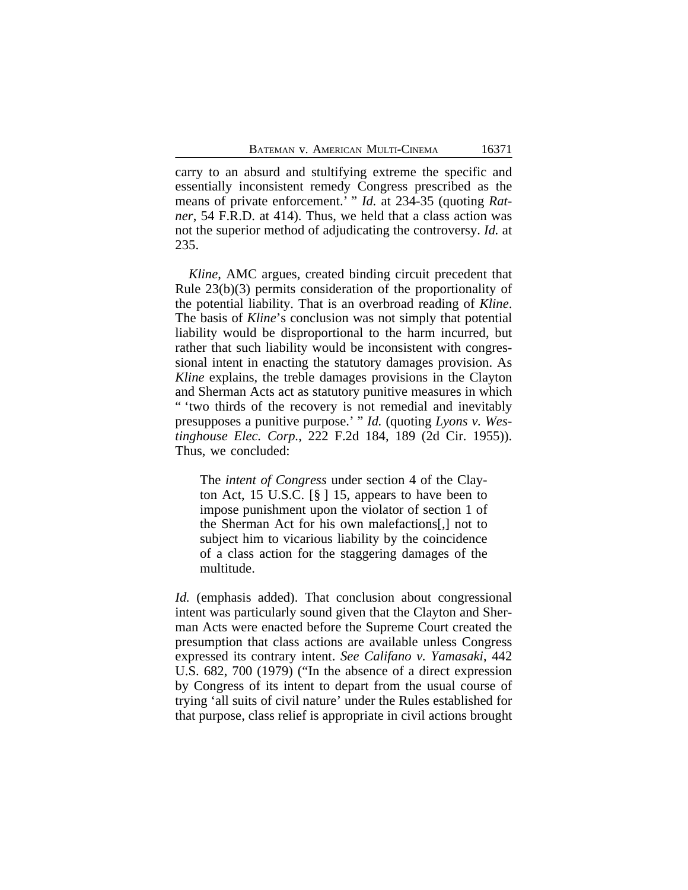carry to an absurd and stultifying extreme the specific and essentially inconsistent remedy Congress prescribed as the means of private enforcement.' " *Id.* at 234-35 (quoting *Ratner*, 54 F.R.D. at 414). Thus, we held that a class action was not the superior method of adjudicating the controversy. *Id.* at 235.

*Kline*, AMC argues, created binding circuit precedent that Rule 23(b)(3) permits consideration of the proportionality of the potential liability. That is an overbroad reading of *Kline*. The basis of *Kline*'s conclusion was not simply that potential liability would be disproportional to the harm incurred, but rather that such liability would be inconsistent with congressional intent in enacting the statutory damages provision. As *Kline* explains, the treble damages provisions in the Clayton and Sherman Acts act as statutory punitive measures in which " 'two thirds of the recovery is not remedial and inevitably presupposes a punitive purpose.' " *Id.* (quoting *Lyons v. Westinghouse Elec. Corp.*, 222 F.2d 184, 189 (2d Cir. 1955)). Thus, we concluded:

> The *intent of Congress* under section 4 of the Clayton Act, 15 U.S.C. [§ ] 15, appears to have been to impose punishment upon the violator of section 1 of the Sherman Act for his own malefactions[,] not to subject him to vicarious liability by the coincidence of a class action for the staggering damages of the multitude.

*Id.* (emphasis added). That conclusion about congressional intent was particularly sound given that the Clayton and Sherman Acts were enacted before the Supreme Court created the presumption that class actions are available unless Congress expressed its contrary intent. *See Califano v. Yamasaki*, 442 U.S. 682, 700 (1979) ("In the absence of a direct expression by Congress of its intent to depart from the usual course of trying 'all suits of civil nature' under the Rules established for that purpose, class relief is appropriate in civil actions brought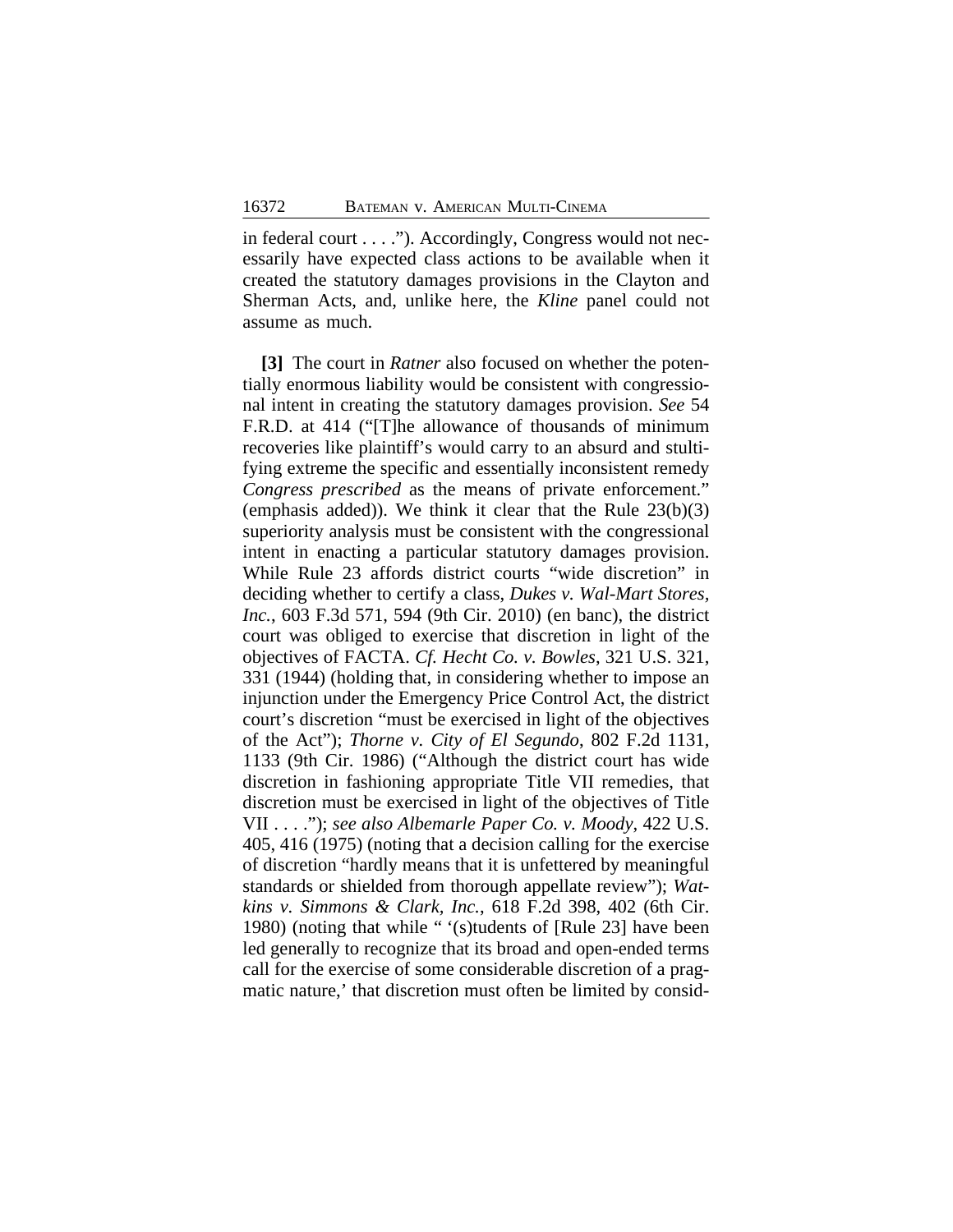in federal court . . . ."). Accordingly, Congress would not necessarily have expected class actions to be available when it created the statutory damages provisions in the Clayton and Sherman Acts, and, unlike here, the *Kline* panel could not assume as much.

**[3]** The court in *Ratner* also focused on whether the potentially enormous liability would be consistent with congressional intent in creating the statutory damages provision. *See* 54 F.R.D. at 414 ("[T]he allowance of thousands of minimum recoveries like plaintiff's would carry to an absurd and stultifying extreme the specific and essentially inconsistent remedy *Congress prescribed* as the means of private enforcement." (emphasis added)). We think it clear that the Rule 23(b)(3) superiority analysis must be consistent with the congressional intent in enacting a particular statutory damages provision. While Rule 23 affords district courts "wide discretion" in deciding whether to certify a class, *Dukes v. Wal-Mart Stores, Inc.*, 603 F.3d 571, 594 (9th Cir. 2010) (en banc), the district court was obliged to exercise that discretion in light of the objectives of FACTA. *Cf. Hecht Co. v. Bowles*, 321 U.S. 321, 331 (1944) (holding that, in considering whether to impose an injunction under the Emergency Price Control Act, the district court's discretion "must be exercised in light of the objectives of the Act"); *Thorne v. City of El Segundo*, 802 F.2d 1131, 1133 (9th Cir. 1986) ("Although the district court has wide discretion in fashioning appropriate Title VII remedies, that discretion must be exercised in light of the objectives of Title VII . . . ."); *see also Albemarle Paper Co. v. Moody*, 422 U.S. 405, 416 (1975) (noting that a decision calling for the exercise of discretion "hardly means that it is unfettered by meaningful standards or shielded from thorough appellate review"); *Watkins v. Simmons & Clark, Inc.*, 618 F.2d 398, 402 (6th Cir. 1980) (noting that while " '(s)tudents of [Rule 23] have been led generally to recognize that its broad and open-ended terms call for the exercise of some considerable discretion of a pragmatic nature,' that discretion must often be limited by consid-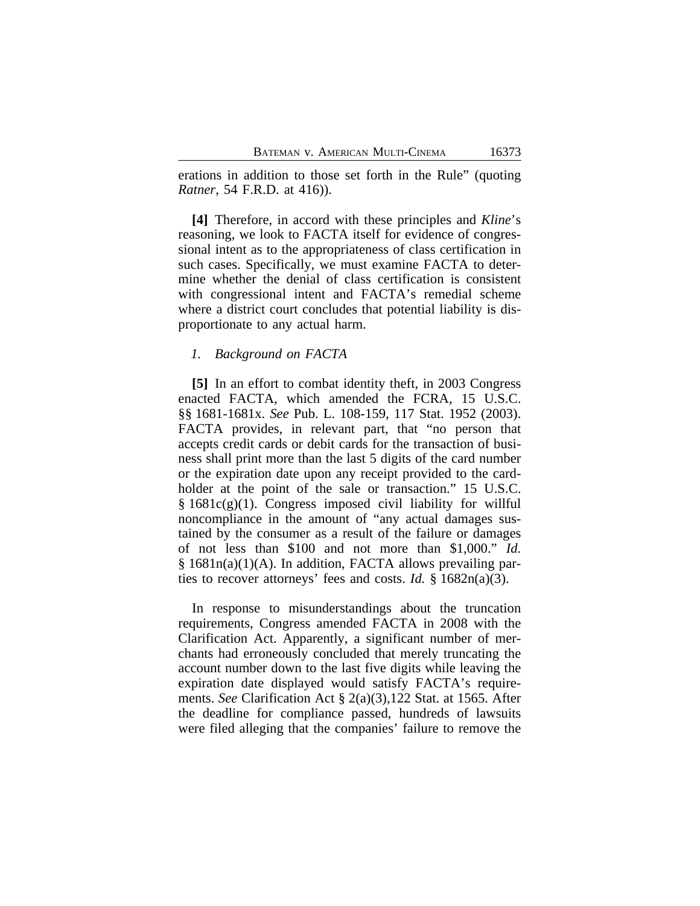erations in addition to those set forth in the Rule" (quoting *Ratner*, 54 F.R.D. at 416)).

**[4]** Therefore, in accord with these principles and *Kline*'s reasoning, we look to FACTA itself for evidence of congressional intent as to the appropriateness of class certification in such cases. Specifically, we must examine FACTA to determine whether the denial of class certification is consistent with congressional intent and FACTA's remedial scheme where a district court concludes that potential liability is disproportionate to any actual harm.

*1. Background on FACTA*

**[5]** In an effort to combat identity theft, in 2003 Congress enacted FACTA, which amended the FCRA, 15 U.S.C. §§ 1681-1681x. *See* Pub. L. 108-159, 117 Stat. 1952 (2003). FACTA provides, in relevant part, that "no person that accepts credit cards or debit cards for the transaction of business shall print more than the last 5 digits of the card number or the expiration date upon any receipt provided to the cardholder at the point of the sale or transaction." 15 U.S.C. § 1681c(g)(1). Congress imposed civil liability for willful noncompliance in the amount of "any actual damages sustained by the consumer as a result of the failure or damages of not less than $100 and not more than $1,000." *Id.* § 1681n(a)(1)(A). In addition, FACTA allows prevailing parties to recover attorneys' fees and costs. *Id.* § 1682n(a)(3).

In response to misunderstandings about the truncation requirements, Congress amended FACTA in 2008 with the Clarification Act. Apparently, a significant number of merchants had erroneously concluded that merely truncating the account number down to the last five digits while leaving the expiration date displayed would satisfy FACTA's requirements. *See* Clarification Act § 2(a)(3),122 Stat. at 1565. After the deadline for compliance passed, hundreds of lawsuits were filed alleging that the companies' failure to remove the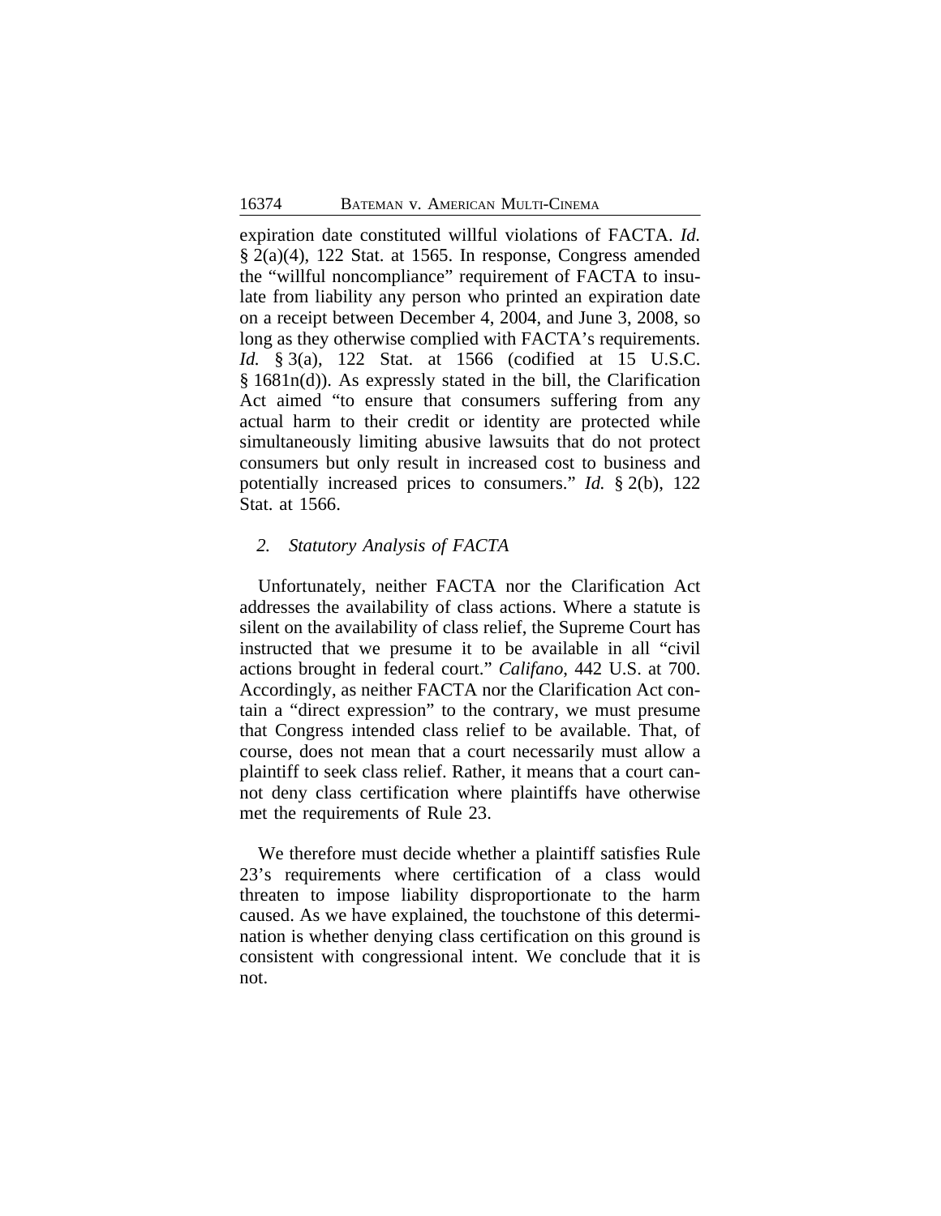expiration date constituted willful violations of FACTA. *Id.* § 2(a)(4), 122 Stat. at 1565. In response, Congress amended the "willful noncompliance" requirement of FACTA to insulate from liability any person who printed an expiration date on a receipt between December 4, 2004, and June 3, 2008, so long as they otherwise complied with FACTA's requirements. *Id.* § 3(a), 122 Stat. at 1566 (codified at 15 U.S.C. § 1681n(d)). As expressly stated in the bill, the Clarification Act aimed "to ensure that consumers suffering from any actual harm to their credit or identity are protected while simultaneously limiting abusive lawsuits that do not protect consumers but only result in increased cost to business and potentially increased prices to consumers." *Id.* § 2(b), 122 Stat. at 1566.

### *2. Statutory Analysis of FACTA*

Unfortunately, neither FACTA nor the Clarification Act addresses the availability of class actions. Where a statute is silent on the availability of class relief, the Supreme Court has instructed that we presume it to be available in all "civil actions brought in federal court." *Califano*, 442 U.S. at 700. Accordingly, as neither FACTA nor the Clarification Act contain a "direct expression" to the contrary, we must presume that Congress intended class relief to be available. That, of course, does not mean that a court necessarily must allow a plaintiff to seek class relief. Rather, it means that a court cannot deny class certification where plaintiffs have otherwise met the requirements of Rule 23.

We therefore must decide whether a plaintiff satisfies Rule 23's requirements where certification of a class would threaten to impose liability disproportionate to the harm caused. As we have explained, the touchstone of this determination is whether denying class certification on this ground is consistent with congressional intent. We conclude that it is not.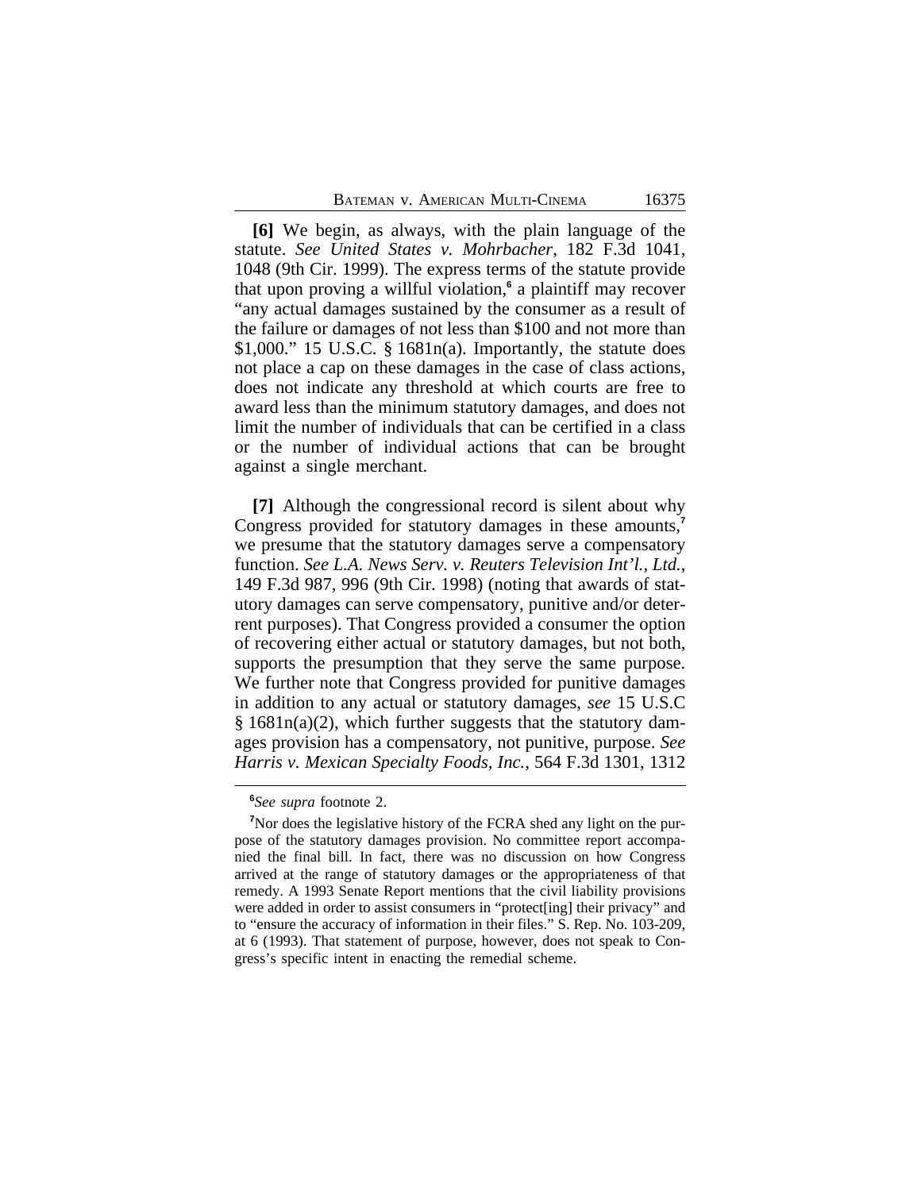**[6]** We begin, as always, with the plain language of the statute. *See United States v. Mohrbacher*, 182 F.3d 1041, 1048 (9th Cir. 1999). The express terms of the statute provide that upon proving a willful violation,[6] a plaintiff may recover "any actual damages sustained by the consumer as a result of the failure or damages of not less than $100 and not more than $1,000." 15 U.S.C. § 1681n(a). Importantly, the statute does not place a cap on these damages in the case of class actions, does not indicate any threshold at which courts are free to award less than the minimum statutory damages, and does not limit the number of individuals that can be certified in a class or the number of individual actions that can be brought against a single merchant.

**[7]** Although the congressional record is silent about why Congress provided for statutory damages in these amounts,[7] we presume that the statutory damages serve a compensatory function. *See L.A. News Serv. v. Reuters Television Int'l., Ltd.*, 149 F.3d 987, 996 (9th Cir. 1998) (noting that awards of statutory damages can serve compensatory, punitive and/or deterrent purposes). That Congress provided a consumer the option of recovering either actual or statutory damages, but not both, supports the presumption that they serve the same purpose. We further note that Congress provided for punitive damages in addition to any actual or statutory damages, *see* 15 U.S.C § 1681n(a)(2), which further suggests that the statutory damages provision has a compensatory, not punitive, purpose. *See Harris v. Mexican Specialty Foods, Inc.*, 564 F.3d 1301, 1312

[6] *See supra* footnote 2.

[7] Nor does the legislative history of the FCRA shed any light on the purpose of the statutory damages provision. No committee report accompanied the final bill. In fact, there was no discussion on how Congress arrived at the range of statutory damages or the appropriateness of that remedy. A 1993 Senate Report mentions that the civil liability provisions were added in order to assist consumers in "protect[ing] their privacy" and to "ensure the accuracy of information in their files." S. Rep. No. 103-209, at 6 (1993). That statement of purpose, however, does not speak to Congress's specific intent in enacting the remedial scheme.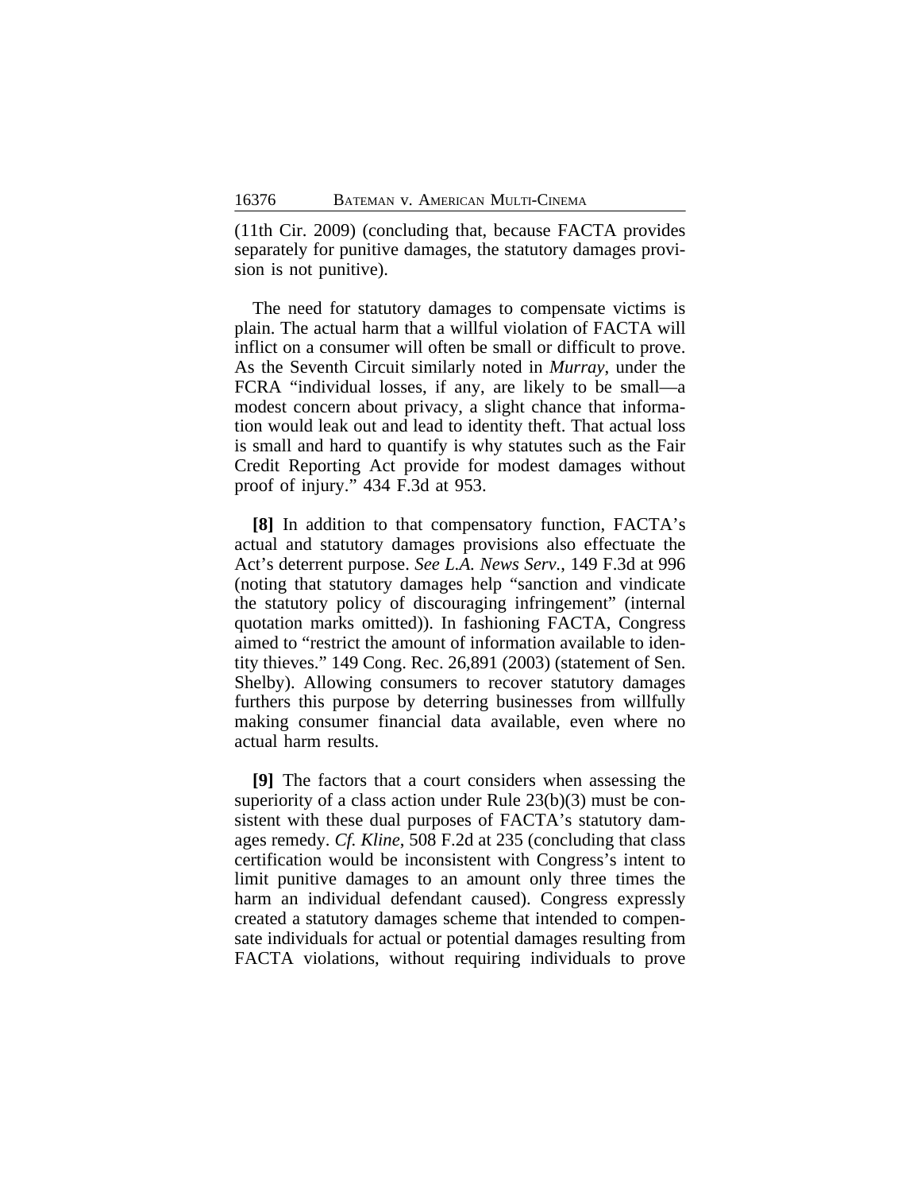(11th Cir. 2009) (concluding that, because FACTA provides separately for punitive damages, the statutory damages provision is not punitive).

The need for statutory damages to compensate victims is plain. The actual harm that a willful violation of FACTA will inflict on a consumer will often be small or difficult to prove. As the Seventh Circuit similarly noted in *Murray*, under the FCRA "individual losses, if any, are likely to be small—a modest concern about privacy, a slight chance that information would leak out and lead to identity theft. That actual loss is small and hard to quantify is why statutes such as the Fair Credit Reporting Act provide for modest damages without proof of injury." 434 F.3d at 953.

**[8]** In addition to that compensatory function, FACTA's actual and statutory damages provisions also effectuate the Act's deterrent purpose. *See L.A. News Serv.*, 149 F.3d at 996 (noting that statutory damages help "sanction and vindicate the statutory policy of discouraging infringement" (internal quotation marks omitted)). In fashioning FACTA, Congress aimed to "restrict the amount of information available to identity thieves." 149 Cong. Rec. 26,891 (2003) (statement of Sen. Shelby). Allowing consumers to recover statutory damages furthers this purpose by deterring businesses from willfully making consumer financial data available, even where no actual harm results.

**[9]** The factors that a court considers when assessing the superiority of a class action under Rule 23(b)(3) must be consistent with these dual purposes of FACTA's statutory damages remedy. *Cf. Kline*, 508 F.2d at 235 (concluding that class certification would be inconsistent with Congress's intent to limit punitive damages to an amount only three times the harm an individual defendant caused). Congress expressly created a statutory damages scheme that intended to compensate individuals for actual or potential damages resulting from FACTA violations, without requiring individuals to prove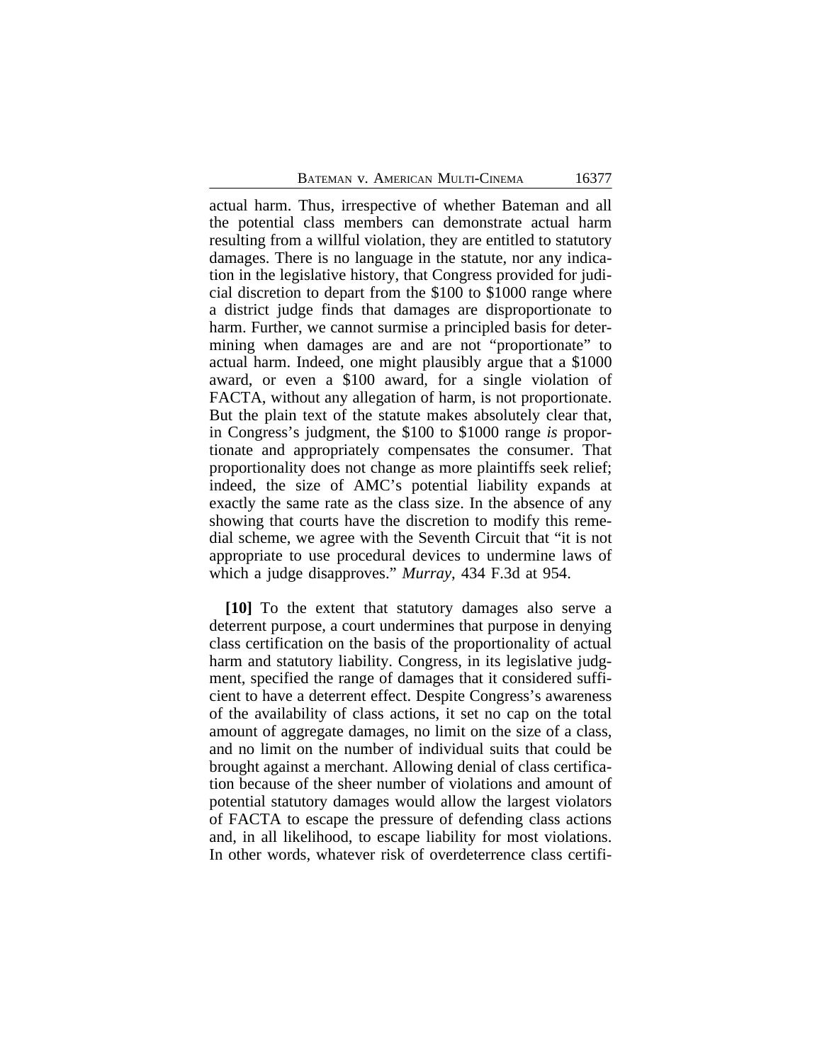actual harm. Thus, irrespective of whether Bateman and all the potential class members can demonstrate actual harm resulting from a willful violation, they are entitled to statutory damages. There is no language in the statute, nor any indication in the legislative history, that Congress provided for judicial discretion to depart from the $100 to $1000 range where a district judge finds that damages are disproportionate to harm. Further, we cannot surmise a principled basis for determining when damages are and are not "proportionate" to actual harm. Indeed, one might plausibly argue that a $1000 award, or even a $100 award, for a single violation of FACTA, without any allegation of harm, is not proportionate. But the plain text of the statute makes absolutely clear that, in Congress's judgment, the $100 to $1000 range *is* proportionate and appropriately compensates the consumer. That proportionality does not change as more plaintiffs seek relief; indeed, the size of AMC's potential liability expands at exactly the same rate as the class size. In the absence of any showing that courts have the discretion to modify this remedial scheme, we agree with the Seventh Circuit that "it is not appropriate to use procedural devices to undermine laws of which a judge disapproves." *Murray*, 434 F.3d at 954.

**[10]** To the extent that statutory damages also serve a deterrent purpose, a court undermines that purpose in denying class certification on the basis of the proportionality of actual harm and statutory liability. Congress, in its legislative judgment, specified the range of damages that it considered sufficient to have a deterrent effect. Despite Congress's awareness of the availability of class actions, it set no cap on the total amount of aggregate damages, no limit on the size of a class, and no limit on the number of individual suits that could be brought against a merchant. Allowing denial of class certification because of the sheer number of violations and amount of potential statutory damages would allow the largest violators of FACTA to escape the pressure of defending class actions and, in all likelihood, to escape liability for most violations. In other words, whatever risk of overdeterrence class certifi-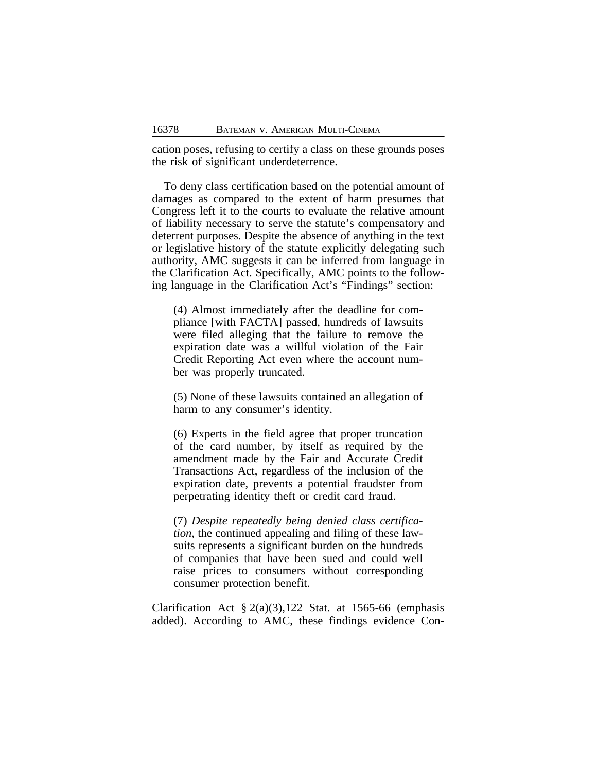cation poses, refusing to certify a class on these grounds poses the risk of significant underdeterrence.

To deny class certification based on the potential amount of damages as compared to the extent of harm presumes that Congress left it to the courts to evaluate the relative amount of liability necessary to serve the statute's compensatory and deterrent purposes. Despite the absence of anything in the text or legislative history of the statute explicitly delegating such authority, AMC suggests it can be inferred from language in the Clarification Act. Specifically, AMC points to the following language in the Clarification Act's "Findings" section:

> (4) Almost immediately after the deadline for compliance [with FACTA] passed, hundreds of lawsuits were filed alleging that the failure to remove the expiration date was a willful violation of the Fair Credit Reporting Act even where the account number was properly truncated.
>
> (5) None of these lawsuits contained an allegation of harm to any consumer's identity.
>
> (6) Experts in the field agree that proper truncation of the card number, by itself as required by the amendment made by the Fair and Accurate Credit Transactions Act, regardless of the inclusion of the expiration date, prevents a potential fraudster from perpetrating identity theft or credit card fraud.
>
> (7) *Despite repeatedly being denied class certification*, the continued appealing and filing of these lawsuits represents a significant burden on the hundreds of companies that have been sued and could well raise prices to consumers without corresponding consumer protection benefit.

Clarification Act § 2(a)(3),122 Stat. at 1565-66 (emphasis added). According to AMC, these findings evidence Con-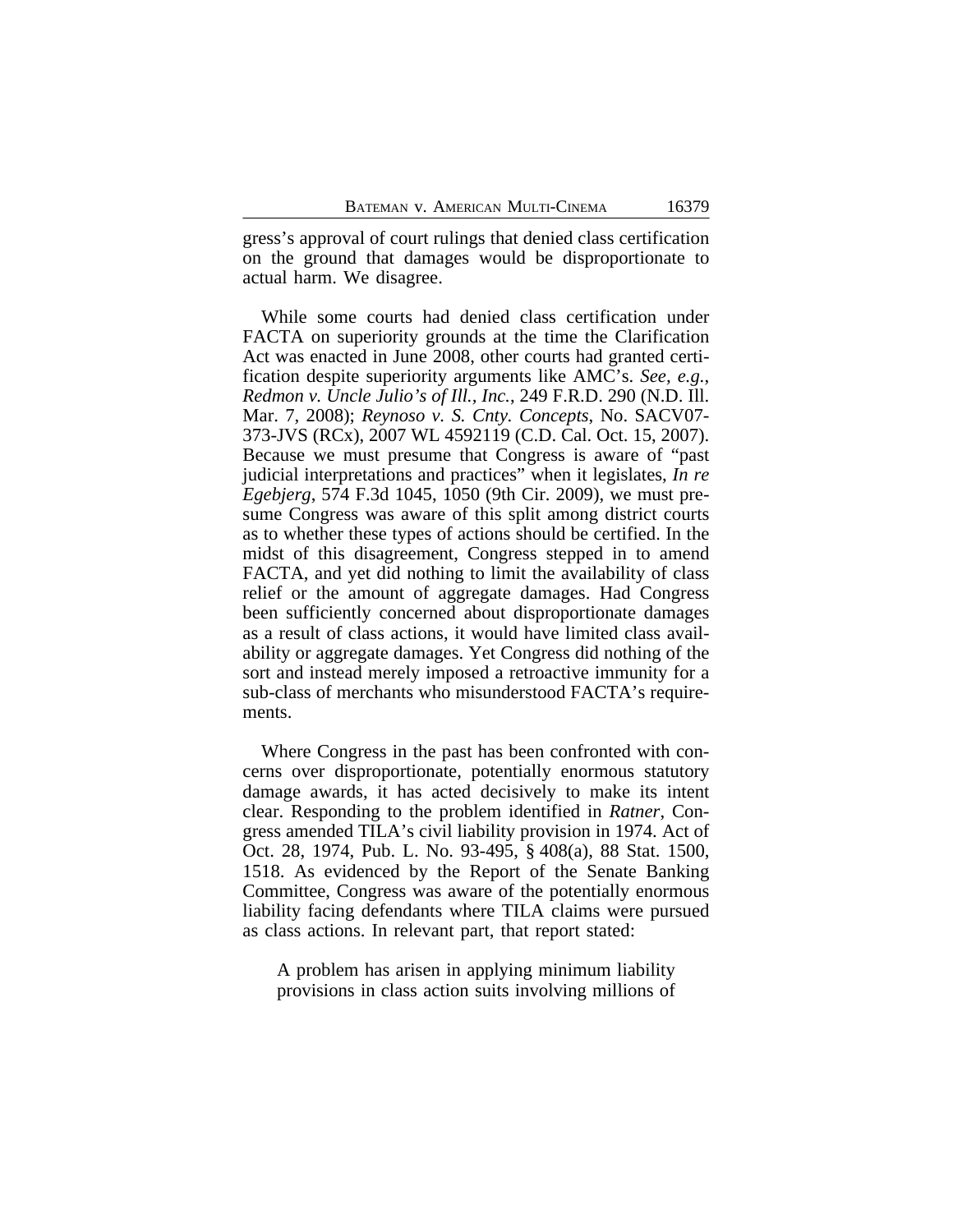gress's approval of court rulings that denied class certification on the ground that damages would be disproportionate to actual harm. We disagree.

While some courts had denied class certification under FACTA on superiority grounds at the time the Clarification Act was enacted in June 2008, other courts had granted certification despite superiority arguments like AMC's. *See, e.g.*, *Redmon v. Uncle Julio's of Ill., Inc.*, 249 F.R.D. 290 (N.D. Ill. Mar. 7, 2008); *Reynoso v. S. Cnty. Concepts*, No. SACV07-373-JVS (RCx), 2007 WL 4592119 (C.D. Cal. Oct. 15, 2007). Because we must presume that Congress is aware of "past judicial interpretations and practices" when it legislates, *In re Egebjerg*, 574 F.3d 1045, 1050 (9th Cir. 2009), we must presume Congress was aware of this split among district courts as to whether these types of actions should be certified. In the midst of this disagreement, Congress stepped in to amend FACTA, and yet did nothing to limit the availability of class relief or the amount of aggregate damages. Had Congress been sufficiently concerned about disproportionate damages as a result of class actions, it would have limited class availability or aggregate damages. Yet Congress did nothing of the sort and instead merely imposed a retroactive immunity for a sub-class of merchants who misunderstood FACTA's requirements.

Where Congress in the past has been confronted with concerns over disproportionate, potentially enormous statutory damage awards, it has acted decisively to make its intent clear. Responding to the problem identified in *Ratner*, Congress amended TILA's civil liability provision in 1974. Act of Oct. 28, 1974, Pub. L. No. 93-495, § 408(a), 88 Stat. 1500, 1518. As evidenced by the Report of the Senate Banking Committee, Congress was aware of the potentially enormous liability facing defendants where TILA claims were pursued as class actions. In relevant part, that report stated:

> A problem has arisen in applying minimum liability provisions in class action suits involving millions of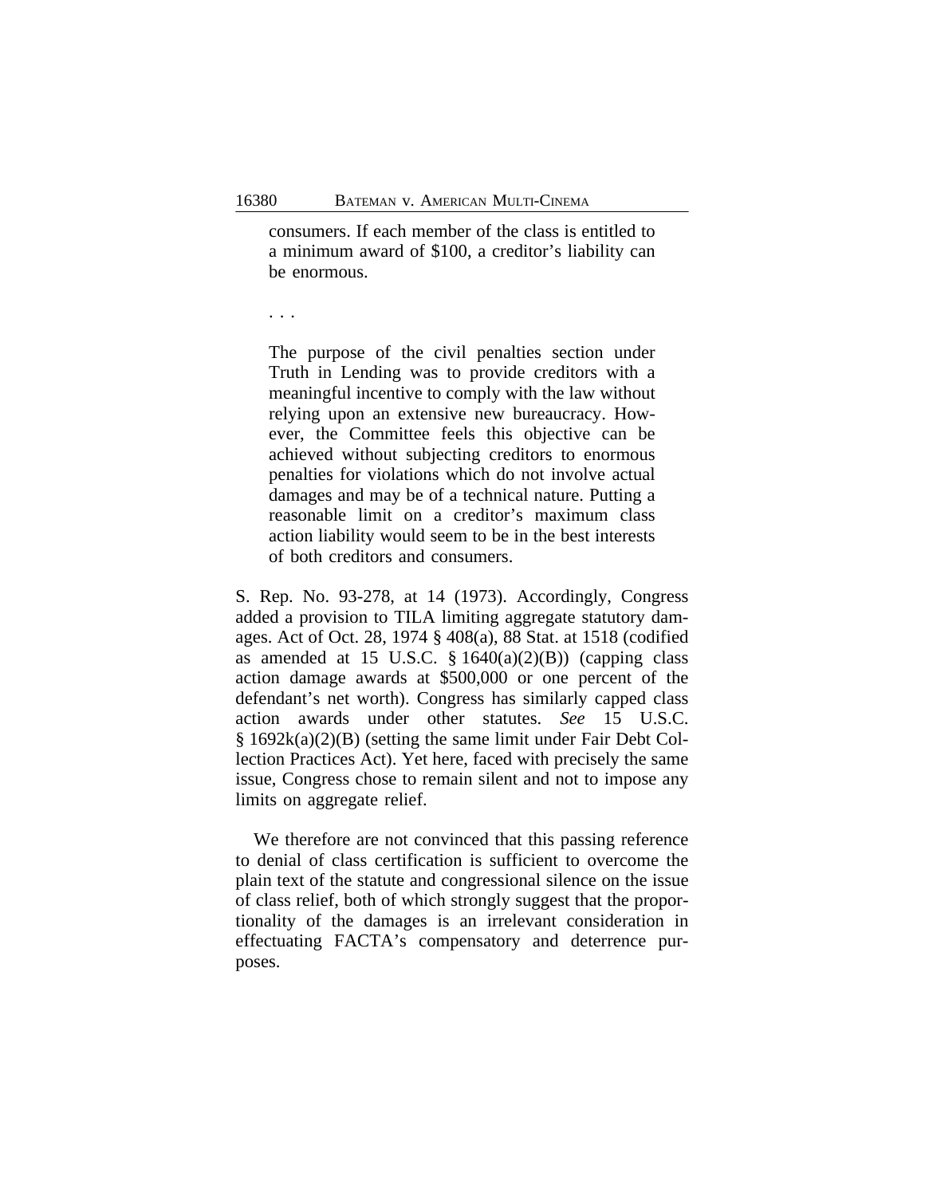> consumers. If each member of the class is entitled to a minimum award of $100, a creditor's liability can be enormous.
>
> . . .
>
> The purpose of the civil penalties section under Truth in Lending was to provide creditors with a meaningful incentive to comply with the law without relying upon an extensive new bureaucracy. However, the Committee feels this objective can be achieved without subjecting creditors to enormous penalties for violations which do not involve actual damages and may be of a technical nature. Putting a reasonable limit on a creditor's maximum class action liability would seem to be in the best interests of both creditors and consumers.

S. Rep. No. 93-278, at 14 (1973). Accordingly, Congress added a provision to TILA limiting aggregate statutory damages. Act of Oct. 28, 1974 § 408(a), 88 Stat. at 1518 (codified as amended at 15 U.S.C. § 1640(a)(2)(B)) (capping class action damage awards at $500,000 or one percent of the defendant's net worth). Congress has similarly capped class action awards under other statutes. *See* 15 U.S.C. § 1692k(a)(2)(B) (setting the same limit under Fair Debt Collection Practices Act). Yet here, faced with precisely the same issue, Congress chose to remain silent and not to impose any limits on aggregate relief.

We therefore are not convinced that this passing reference to denial of class certification is sufficient to overcome the plain text of the statute and congressional silence on the issue of class relief, both of which strongly suggest that the proportionality of the damages is an irrelevant consideration in effectuating FACTA's compensatory and deterrence purposes.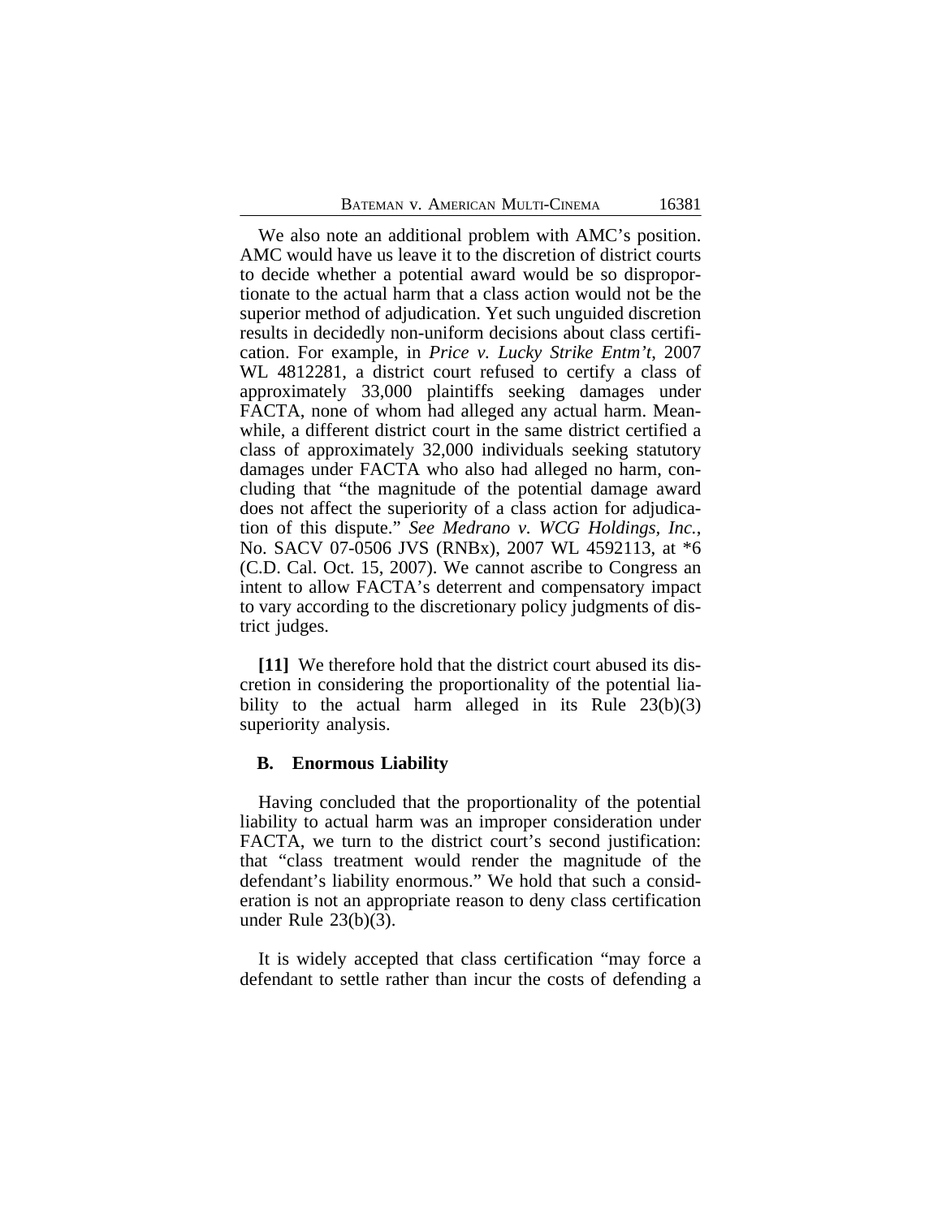We also note an additional problem with AMC's position. AMC would have us leave it to the discretion of district courts to decide whether a potential award would be so disproportionate to the actual harm that a class action would not be the superior method of adjudication. Yet such unguided discretion results in decidedly non-uniform decisions about class certification. For example, in *Price v. Lucky Strike Entm't*, 2007 WL 4812281, a district court refused to certify a class of approximately 33,000 plaintiffs seeking damages under FACTA, none of whom had alleged any actual harm. Meanwhile, a different district court in the same district certified a class of approximately 32,000 individuals seeking statutory damages under FACTA who also had alleged no harm, concluding that "the magnitude of the potential damage award does not affect the superiority of a class action for adjudication of this dispute." *See Medrano v. WCG Holdings, Inc.*, No. SACV 07-0506 JVS (RNBx), 2007 WL 4592113, at *6 (C.D. Cal. Oct. 15, 2007). We cannot ascribe to Congress an intent to allow FACTA's deterrent and compensatory impact to vary according to the discretionary policy judgments of district judges.

**[11]** We therefore hold that the district court abused its discretion in considering the proportionality of the potential liability to the actual harm alleged in its Rule 23(b)(3) superiority analysis.

### B. Enormous Liability

Having concluded that the proportionality of the potential liability to actual harm was an improper consideration under FACTA, we turn to the district court's second justification: that "class treatment would render the magnitude of the defendant's liability enormous." We hold that such a consideration is not an appropriate reason to deny class certification under Rule 23(b)(3).

It is widely accepted that class certification "may force a defendant to settle rather than incur the costs of defending a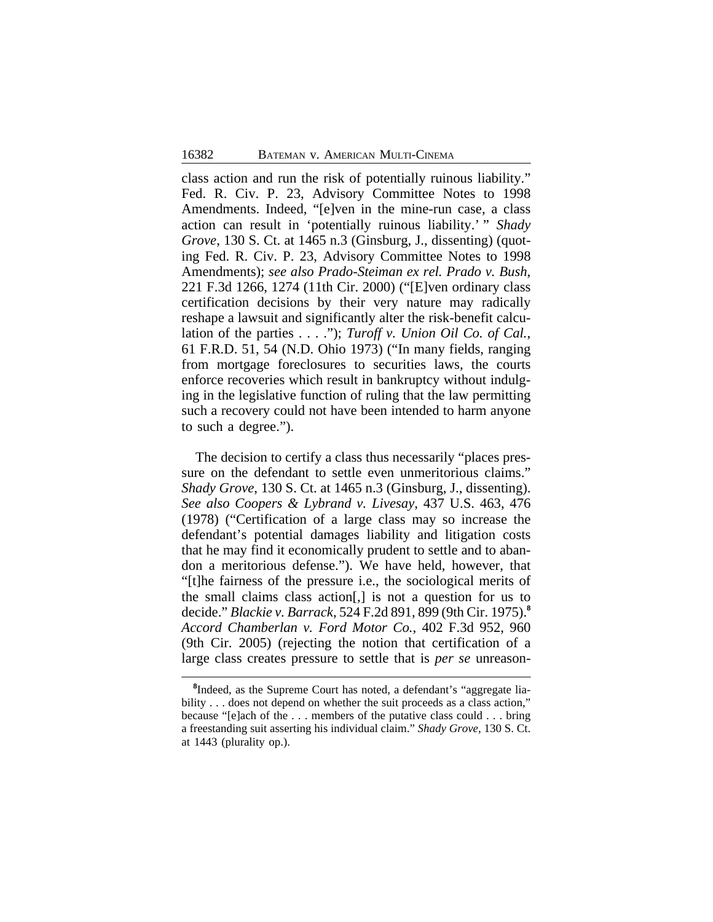class action and run the risk of potentially ruinous liability." Fed. R. Civ. P. 23, Advisory Committee Notes to 1998 Amendments. Indeed, "[e]ven in the mine-run case, a class action can result in 'potentially ruinous liability.' " *Shady Grove*, 130 S. Ct. at 1465 n.3 (Ginsburg, J., dissenting) (quoting Fed. R. Civ. P. 23, Advisory Committee Notes to 1998 Amendments); *see also Prado-Steiman ex rel. Prado v. Bush*, 221 F.3d 1266, 1274 (11th Cir. 2000) ("[E]ven ordinary class certification decisions by their very nature may radically reshape a lawsuit and significantly alter the risk-benefit calculation of the parties . . . ."); *Turoff v. Union Oil Co. of Cal.*, 61 F.R.D. 51, 54 (N.D. Ohio 1973) ("In many fields, ranging from mortgage foreclosures to securities laws, the courts enforce recoveries which result in bankruptcy without indulging in the legislative function of ruling that the law permitting such a recovery could not have been intended to harm anyone to such a degree.").

The decision to certify a class thus necessarily "places pressure on the defendant to settle even unmeritorious claims." *Shady Grove*, 130 S. Ct. at 1465 n.3 (Ginsburg, J., dissenting). *See also Coopers & Lybrand v. Livesay*, 437 U.S. 463, 476 (1978) ("Certification of a large class may so increase the defendant's potential damages liability and litigation costs that he may find it economically prudent to settle and to abandon a meritorious defense."). We have held, however, that "[t]he fairness of the pressure i.e., the sociological merits of the small claims class action[,] is not a question for us to decide." *Blackie v. Barrack*, 524 F.2d 891, 899 (9th Cir. 1975).[8] *Accord Chamberlan v. Ford Motor Co.*, 402 F.3d 952, 960 (9th Cir. 2005) (rejecting the notion that certification of a large class creates pressure to settle that is *per se* unreason-

[8]Indeed, as the Supreme Court has noted, a defendant's "aggregate liability . . . does not depend on whether the suit proceeds as a class action," because "[e]ach of the . . . members of the putative class could . . . bring a freestanding suit asserting his individual claim." *Shady Grove*, 130 S. Ct. at 1443 (plurality op.).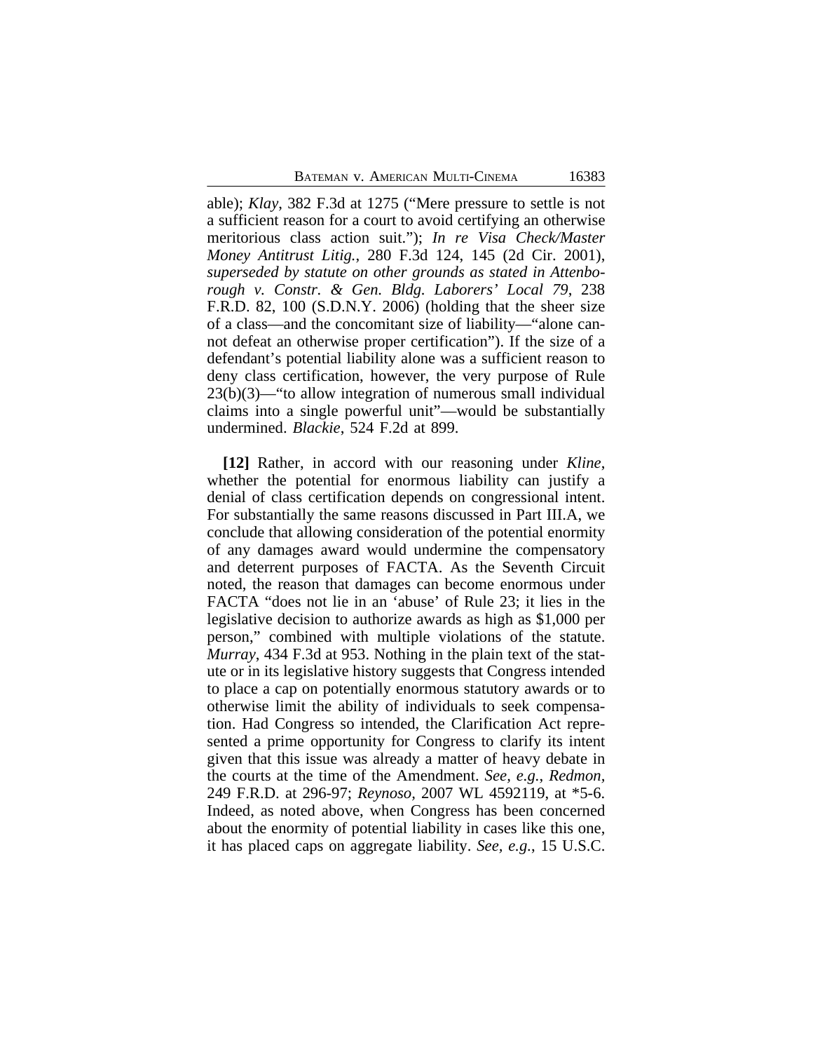able); *Klay*, 382 F.3d at 1275 ("Mere pressure to settle is not a sufficient reason for a court to avoid certifying an otherwise meritorious class action suit."); *In re Visa Check/Master Money Antitrust Litig.*, 280 F.3d 124, 145 (2d Cir. 2001), *superseded by statute on other grounds as stated in Attenborough v. Constr. & Gen. Bldg. Laborers' Local 79*, 238 F.R.D. 82, 100 (S.D.N.Y. 2006) (holding that the sheer size of a class—and the concomitant size of liability—"alone cannot defeat an otherwise proper certification"). If the size of a defendant's potential liability alone was a sufficient reason to deny class certification, however, the very purpose of Rule 23(b)(3)—"to allow integration of numerous small individual claims into a single powerful unit"—would be substantially undermined. *Blackie*, 524 F.2d at 899.

**[12]** Rather, in accord with our reasoning under *Kline*, whether the potential for enormous liability can justify a denial of class certification depends on congressional intent. For substantially the same reasons discussed in Part III.A, we conclude that allowing consideration of the potential enormity of any damages award would undermine the compensatory and deterrent purposes of FACTA. As the Seventh Circuit noted, the reason that damages can become enormous under FACTA "does not lie in an 'abuse' of Rule 23; it lies in the legislative decision to authorize awards as high as $1,000 per person," combined with multiple violations of the statute. *Murray*, 434 F.3d at 953. Nothing in the plain text of the statute or in its legislative history suggests that Congress intended to place a cap on potentially enormous statutory awards or to otherwise limit the ability of individuals to seek compensation. Had Congress so intended, the Clarification Act represented a prime opportunity for Congress to clarify its intent given that this issue was already a matter of heavy debate in the courts at the time of the Amendment. *See, e.g.*, *Redmon*, 249 F.R.D. at 296-97; *Reynoso*, 2007 WL 4592119, at *5-6. Indeed, as noted above, when Congress has been concerned about the enormity of potential liability in cases like this one, it has placed caps on aggregate liability. *See, e.g.*, 15 U.S.C.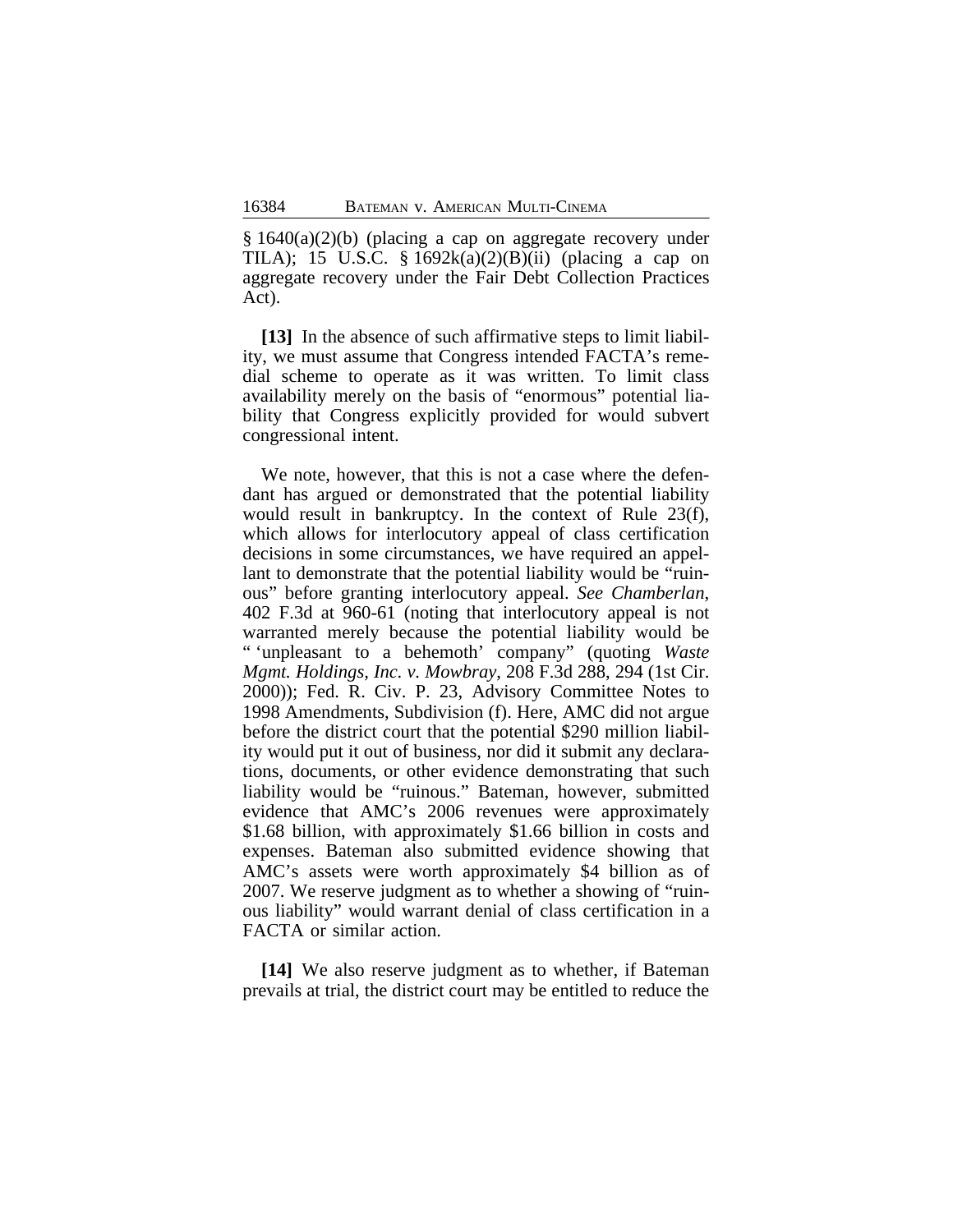§ 1640(a)(2)(b) (placing a cap on aggregate recovery under TILA); 15 U.S.C. § 1692k(a)(2)(B)(ii) (placing a cap on aggregate recovery under the Fair Debt Collection Practices Act).

**[13]** In the absence of such affirmative steps to limit liability, we must assume that Congress intended FACTA's remedial scheme to operate as it was written. To limit class availability merely on the basis of "enormous" potential liability that Congress explicitly provided for would subvert congressional intent.

We note, however, that this is not a case where the defendant has argued or demonstrated that the potential liability would result in bankruptcy. In the context of Rule 23(f), which allows for interlocutory appeal of class certification decisions in some circumstances, we have required an appellant to demonstrate that the potential liability would be "ruinous" before granting interlocutory appeal. *See Chamberlan*, 402 F.3d at 960-61 (noting that interlocutory appeal is not warranted merely because the potential liability would be " 'unpleasant to a behemoth' company" (quoting *Waste Mgmt. Holdings, Inc. v. Mowbray*, 208 F.3d 288, 294 (1st Cir. 2000)); Fed. R. Civ. P. 23, Advisory Committee Notes to 1998 Amendments, Subdivision (f). Here, AMC did not argue before the district court that the potential $290 million liability would put it out of business, nor did it submit any declarations, documents, or other evidence demonstrating that such liability would be "ruinous." Bateman, however, submitted evidence that AMC's 2006 revenues were approximately $1.68 billion, with approximately $1.66 billion in costs and expenses. Bateman also submitted evidence showing that AMC's assets were worth approximately $4 billion as of 2007. We reserve judgment as to whether a showing of "ruinous liability" would warrant denial of class certification in a FACTA or similar action.

**[14]** We also reserve judgment as to whether, if Bateman prevails at trial, the district court may be entitled to reduce the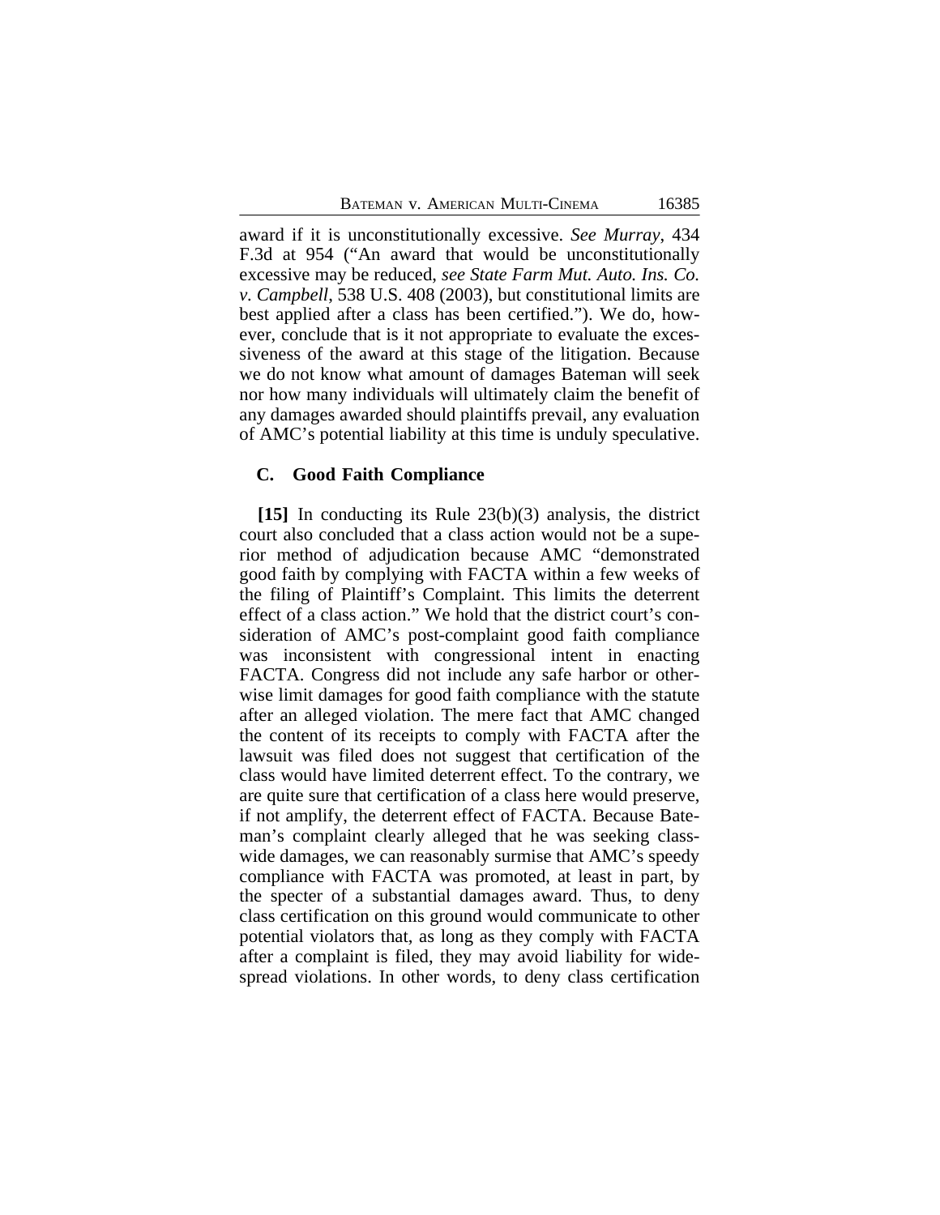award if it is unconstitutionally excessive. *See Murray*, 434 F.3d at 954 ("An award that would be unconstitutionally excessive may be reduced, *see State Farm Mut. Auto. Ins. Co. v. Campbell*, 538 U.S. 408 (2003), but constitutional limits are best applied after a class has been certified."). We do, however, conclude that is it not appropriate to evaluate the excessiveness of the award at this stage of the litigation. Because we do not know what amount of damages Bateman will seek nor how many individuals will ultimately claim the benefit of any damages awarded should plaintiffs prevail, any evaluation of AMC's potential liability at this time is unduly speculative.

### C. Good Faith Compliance

**[15]** In conducting its Rule 23(b)(3) analysis, the district court also concluded that a class action would not be a superior method of adjudication because AMC "demonstrated good faith by complying with FACTA within a few weeks of the filing of Plaintiff's Complaint. This limits the deterrent effect of a class action." We hold that the district court's consideration of AMC's post-complaint good faith compliance was inconsistent with congressional intent in enacting FACTA. Congress did not include any safe harbor or otherwise limit damages for good faith compliance with the statute after an alleged violation. The mere fact that AMC changed the content of its receipts to comply with FACTA after the lawsuit was filed does not suggest that certification of the class would have limited deterrent effect. To the contrary, we are quite sure that certification of a class here would preserve, if not amplify, the deterrent effect of FACTA. Because Bateman's complaint clearly alleged that he was seeking classwide damages, we can reasonably surmise that AMC's speedy compliance with FACTA was promoted, at least in part, by the specter of a substantial damages award. Thus, to deny class certification on this ground would communicate to other potential violators that, as long as they comply with FACTA after a complaint is filed, they may avoid liability for widespread violations. In other words, to deny class certification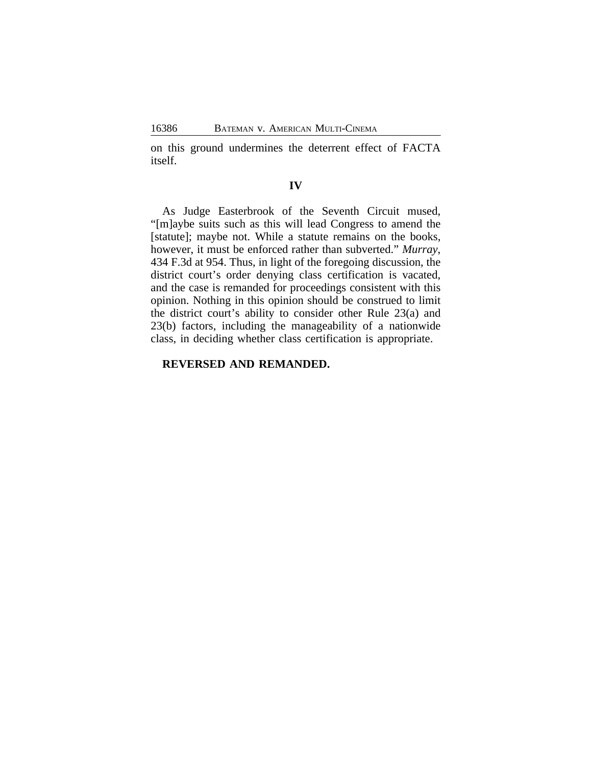on this ground undermines the deterrent effect of FACTA itself.

## IV

As Judge Easterbrook of the Seventh Circuit mused, "[m]aybe suits such as this will lead Congress to amend the [statute]; maybe not. While a statute remains on the books, however, it must be enforced rather than subverted." *Murray*, 434 F.3d at 954. Thus, in light of the foregoing discussion, the district court's order denying class certification is vacated, and the case is remanded for proceedings consistent with this opinion. Nothing in this opinion should be construed to limit the district court's ability to consider other Rule 23(a) and 23(b) factors, including the manageability of a nationwide class, in deciding whether class certification is appropriate.

**REVERSED AND REMANDED.**